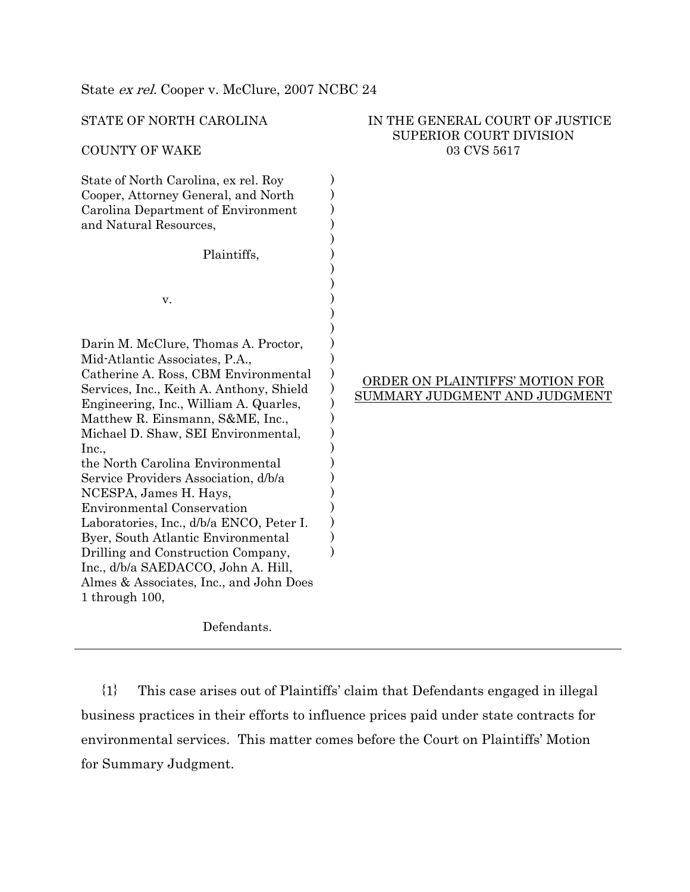State *ex rel.* Cooper v. McClure, 2007 NCBC 24

STATE OF NORTH CAROLINA

COUNTY OF WAKE

IN THE GENERAL COURT OF JUSTICE
SUPERIOR COURT DIVISION
03 CVS 5617

State of North Carolina, ex rel. Roy Cooper, Attorney General, and North Carolina Department of Environment and Natural Resources,

Plaintiffs,

v.

Darin M. McClure, Thomas A. Proctor, Mid-Atlantic Associates, P.A., Catherine A. Ross, CBM Environmental Services, Inc., Keith A. Anthony, Shield Engineering, Inc., William A. Quarles, Matthew R. Einsmann, S&ME, Inc., Michael D. Shaw, SEI Environmental, Inc., the North Carolina Environmental Service Providers Association, d/b/a NCESPA, James H. Hays, Environmental Conservation Laboratories, Inc., d/b/a ENCO, Peter I. Byer, South Atlantic Environmental Drilling and Construction Company, Inc., d/b/a SAEDACCO, John A. Hill, Almes & Associates, Inc., and John Does 1 through 100,

Defendants.

ORDER ON PLAINTIFFS' MOTION FOR SUMMARY JUDGMENT AND JUDGMENT

{1} This case arises out of Plaintiffs' claim that Defendants engaged in illegal business practices in their efforts to influence prices paid under state contracts for environmental services. This matter comes before the Court on Plaintiffs' Motion for Summary Judgment.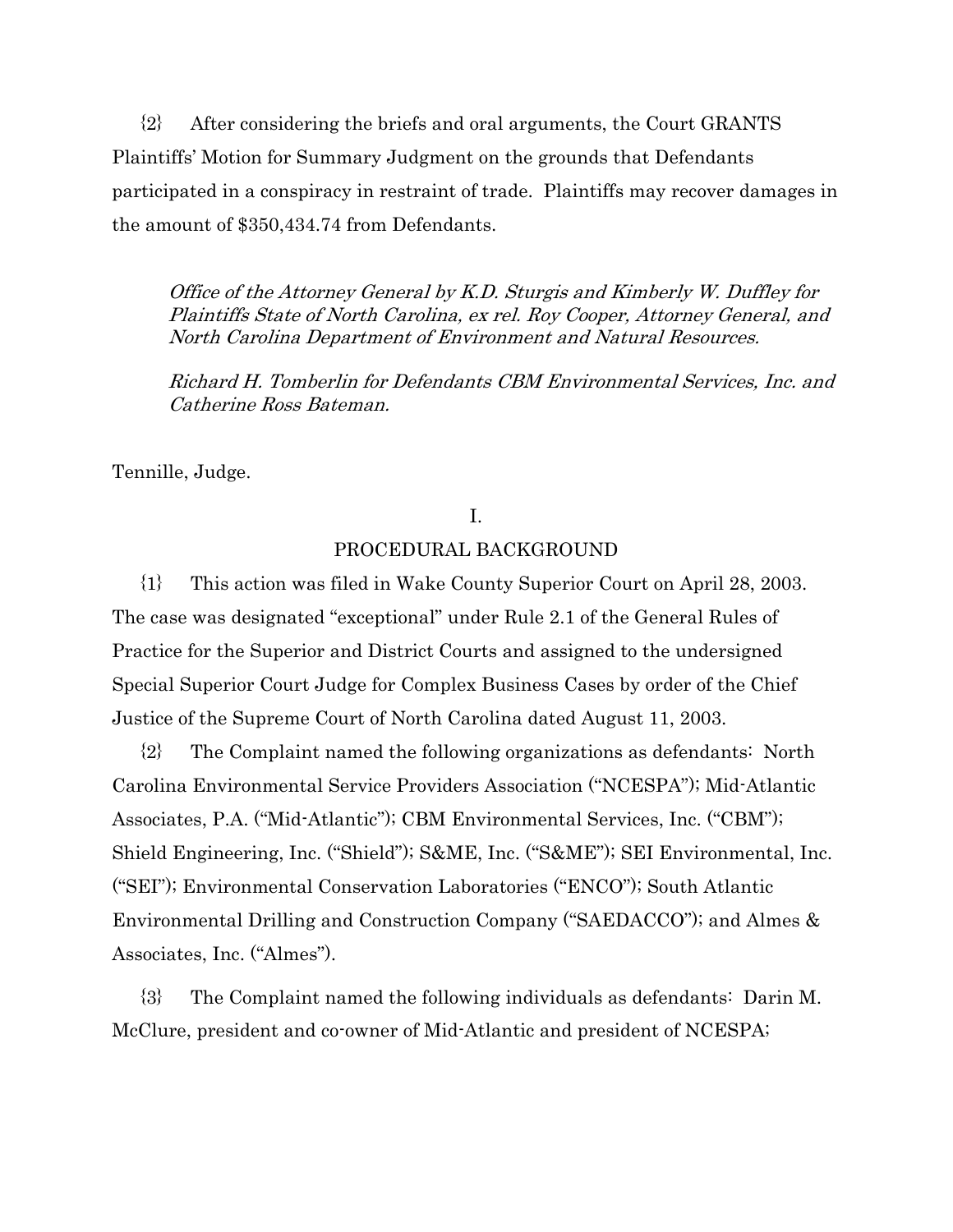{2} After considering the briefs and oral arguments, the Court GRANTS Plaintiffs' Motion for Summary Judgment on the grounds that Defendants participated in a conspiracy in restraint of trade. Plaintiffs may recover damages in the amount of $350,434.74 from Defendants.

*Office of the Attorney General by K.D. Sturgis and Kimberly W. Duffley for Plaintiffs State of North Carolina, ex rel. Roy Cooper, Attorney General, and North Carolina Department of Environment and Natural Resources.*

*Richard H. Tomberlin for Defendants CBM Environmental Services, Inc. and Catherine Ross Bateman.*

Tennille, Judge.

## I.

## PROCEDURAL BACKGROUND

{1} This action was filed in Wake County Superior Court on April 28, 2003. The case was designated "exceptional" under Rule 2.1 of the General Rules of Practice for the Superior and District Courts and assigned to the undersigned Special Superior Court Judge for Complex Business Cases by order of the Chief Justice of the Supreme Court of North Carolina dated August 11, 2003.

{2} The Complaint named the following organizations as defendants: North Carolina Environmental Service Providers Association ("NCESPA"); Mid-Atlantic Associates, P.A. ("Mid-Atlantic"); CBM Environmental Services, Inc. ("CBM"); Shield Engineering, Inc. ("Shield"); S&ME, Inc. ("S&ME"); SEI Environmental, Inc. ("SEI"); Environmental Conservation Laboratories ("ENCO"); South Atlantic Environmental Drilling and Construction Company ("SAEDACCO"); and Almes & Associates, Inc. ("Almes").

{3} The Complaint named the following individuals as defendants: Darin M. McClure, president and co-owner of Mid-Atlantic and president of NCESPA;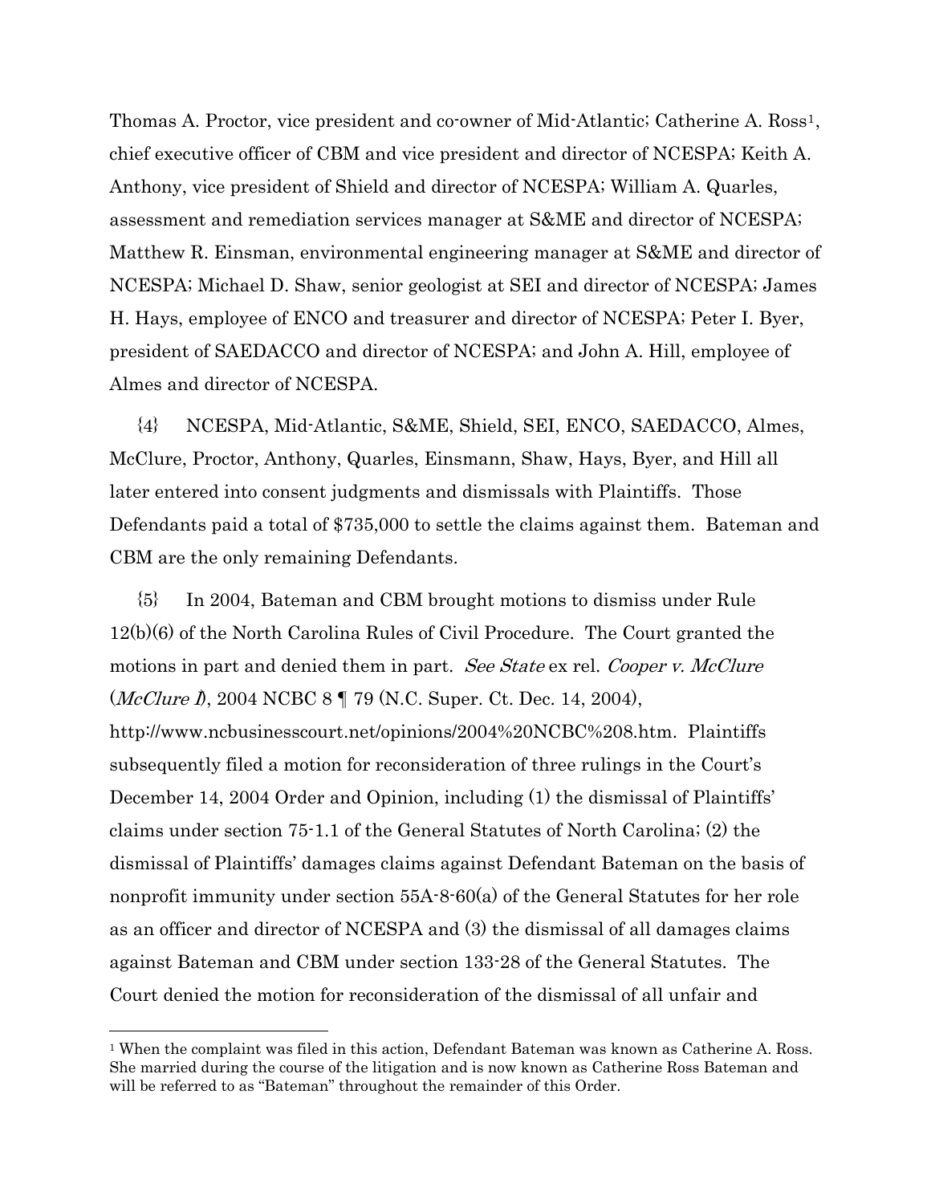Thomas A. Proctor, vice president and co-owner of Mid-Atlantic; Catherine A. Ross[1], chief executive officer of CBM and vice president and director of NCESPA; Keith A. Anthony, vice president of Shield and director of NCESPA; William A. Quarles, assessment and remediation services manager at S&ME and director of NCESPA; Matthew R. Einsman, environmental engineering manager at S&ME and director of NCESPA; Michael D. Shaw, senior geologist at SEI and director of NCESPA; James H. Hays, employee of ENCO and treasurer and director of NCESPA; Peter I. Byer, president of SAEDACCO and director of NCESPA; and John A. Hill, employee of Almes and director of NCESPA.

{4} NCESPA, Mid-Atlantic, S&ME, Shield, SEI, ENCO, SAEDACCO, Almes, McClure, Proctor, Anthony, Quarles, Einsmann, Shaw, Hays, Byer, and Hill all later entered into consent judgments and dismissals with Plaintiffs. Those Defendants paid a total of $735,000 to settle the claims against them. Bateman and CBM are the only remaining Defendants.

{5} In 2004, Bateman and CBM brought motions to dismiss under Rule 12(b)(6) of the North Carolina Rules of Civil Procedure. The Court granted the motions in part and denied them in part. *See State* ex rel. *Cooper v. McClure* (*McClure I*), 2004 NCBC 8 ¶ 79 (N.C. Super. Ct. Dec. 14, 2004), http://www.ncbusinesscourt.net/opinions/2004%20NCBC%208.htm. Plaintiffs subsequently filed a motion for reconsideration of three rulings in the Court's December 14, 2004 Order and Opinion, including (1) the dismissal of Plaintiffs' claims under section 75-1.1 of the General Statutes of North Carolina; (2) the dismissal of Plaintiffs' damages claims against Defendant Bateman on the basis of nonprofit immunity under section 55A-8-60(a) of the General Statutes for her role as an officer and director of NCESPA and (3) the dismissal of all damages claims against Bateman and CBM under section 133-28 of the General Statutes. The Court denied the motion for reconsideration of the dismissal of all unfair and

[1] When the complaint was filed in this action, Defendant Bateman was known as Catherine A. Ross. She married during the course of the litigation and is now known as Catherine Ross Bateman and will be referred to as "Bateman" throughout the remainder of this Order.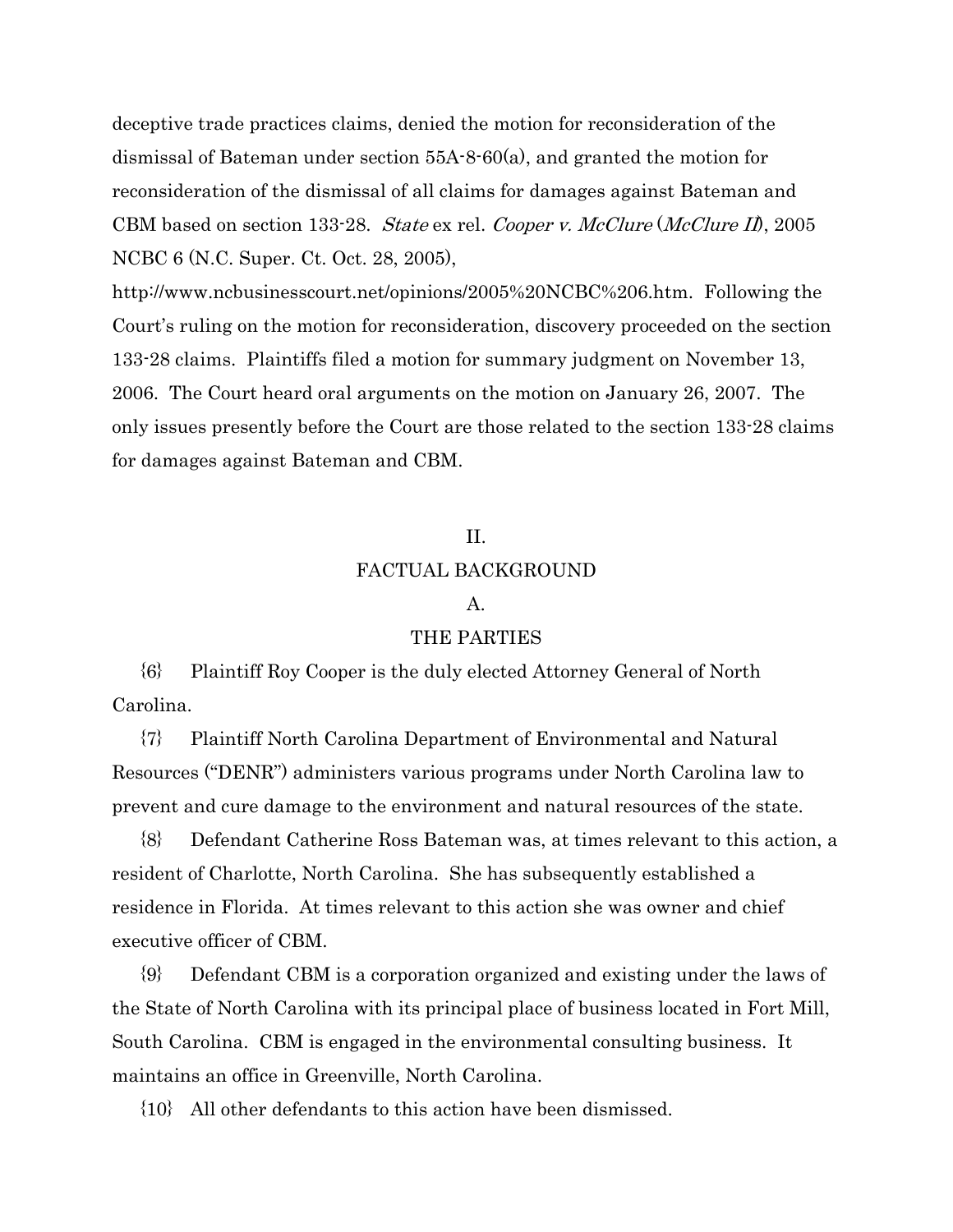deceptive trade practices claims, denied the motion for reconsideration of the dismissal of Bateman under section 55A-8-60(a), and granted the motion for reconsideration of the dismissal of all claims for damages against Bateman and CBM based on section 133-28. *State* ex rel. *Cooper v. McClure* (*McClure II*), 2005 NCBC 6 (N.C. Super. Ct. Oct. 28, 2005), http://www.ncbusinesscourt.net/opinions/2005%20NCBC%206.htm. Following the Court's ruling on the motion for reconsideration, discovery proceeded on the section 133-28 claims. Plaintiffs filed a motion for summary judgment on November 13, 2006. The Court heard oral arguments on the motion on January 26, 2007. The only issues presently before the Court are those related to the section 133-28 claims for damages against Bateman and CBM.

## II.
## FACTUAL BACKGROUND

### A.
### THE PARTIES

{6} Plaintiff Roy Cooper is the duly elected Attorney General of North Carolina.

{7} Plaintiff North Carolina Department of Environmental and Natural Resources ("DENR") administers various programs under North Carolina law to prevent and cure damage to the environment and natural resources of the state.

{8} Defendant Catherine Ross Bateman was, at times relevant to this action, a resident of Charlotte, North Carolina. She has subsequently established a residence in Florida. At times relevant to this action she was owner and chief executive officer of CBM.

{9} Defendant CBM is a corporation organized and existing under the laws of the State of North Carolina with its principal place of business located in Fort Mill, South Carolina. CBM is engaged in the environmental consulting business. It maintains an office in Greenville, North Carolina.

{10} All other defendants to this action have been dismissed.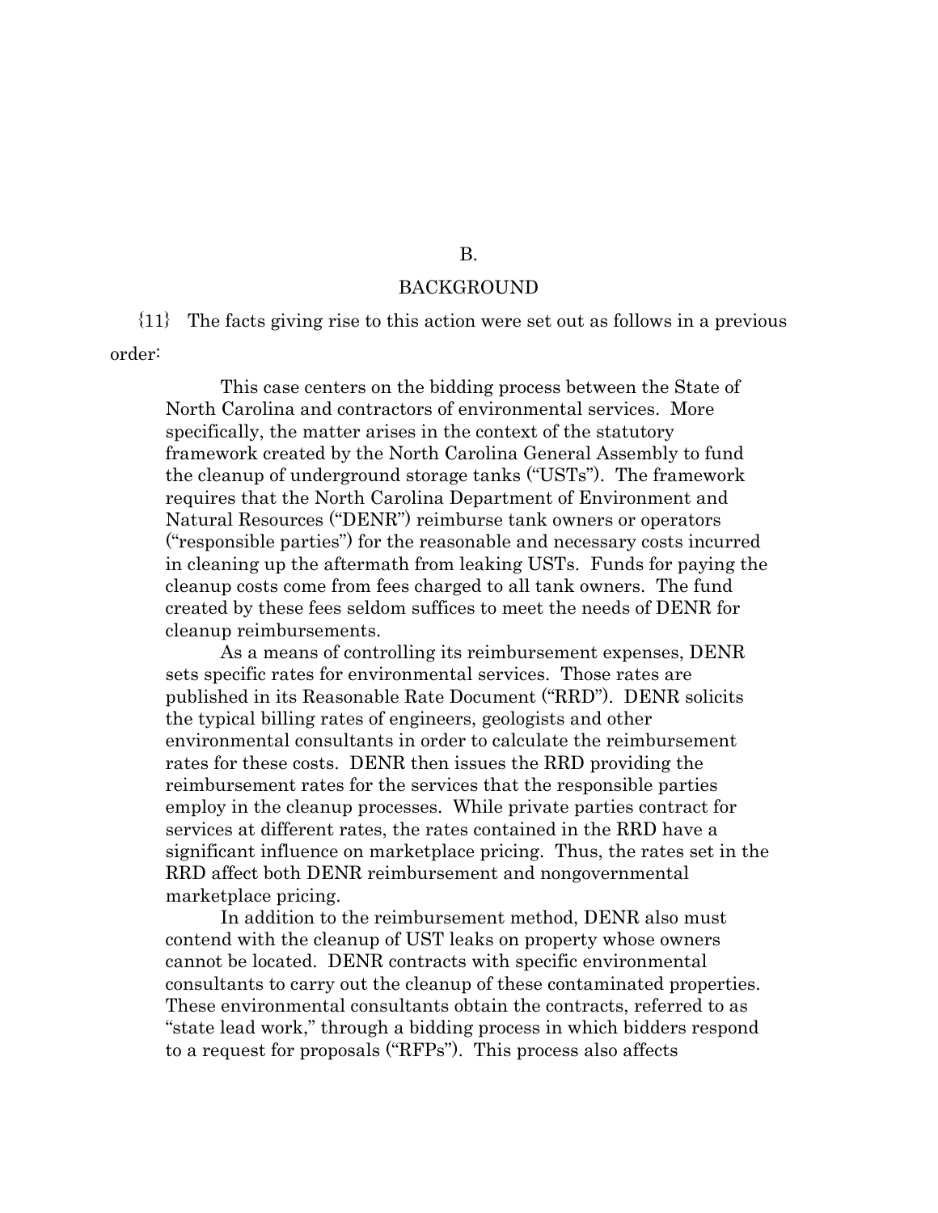## B.

## BACKGROUND

{11} The facts giving rise to this action were set out as follows in a previous order:

> This case centers on the bidding process between the State of North Carolina and contractors of environmental services. More specifically, the matter arises in the context of the statutory framework created by the North Carolina General Assembly to fund the cleanup of underground storage tanks ("USTs"). The framework requires that the North Carolina Department of Environment and Natural Resources ("DENR") reimburse tank owners or operators ("responsible parties") for the reasonable and necessary costs incurred in cleaning up the aftermath from leaking USTs. Funds for paying the cleanup costs come from fees charged to all tank owners. The fund created by these fees seldom suffices to meet the needs of DENR for cleanup reimbursements.
>
> As a means of controlling its reimbursement expenses, DENR sets specific rates for environmental services. Those rates are published in its Reasonable Rate Document ("RRD"). DENR solicits the typical billing rates of engineers, geologists and other environmental consultants in order to calculate the reimbursement rates for these costs. DENR then issues the RRD providing the reimbursement rates for the services that the responsible parties employ in the cleanup processes. While private parties contract for services at different rates, the rates contained in the RRD have a significant influence on marketplace pricing. Thus, the rates set in the RRD affect both DENR reimbursement and nongovernmental marketplace pricing.
>
> In addition to the reimbursement method, DENR also must contend with the cleanup of UST leaks on property whose owners cannot be located. DENR contracts with specific environmental consultants to carry out the cleanup of these contaminated properties. These environmental consultants obtain the contracts, referred to as "state lead work," through a bidding process in which bidders respond to a request for proposals ("RFPs"). This process also affects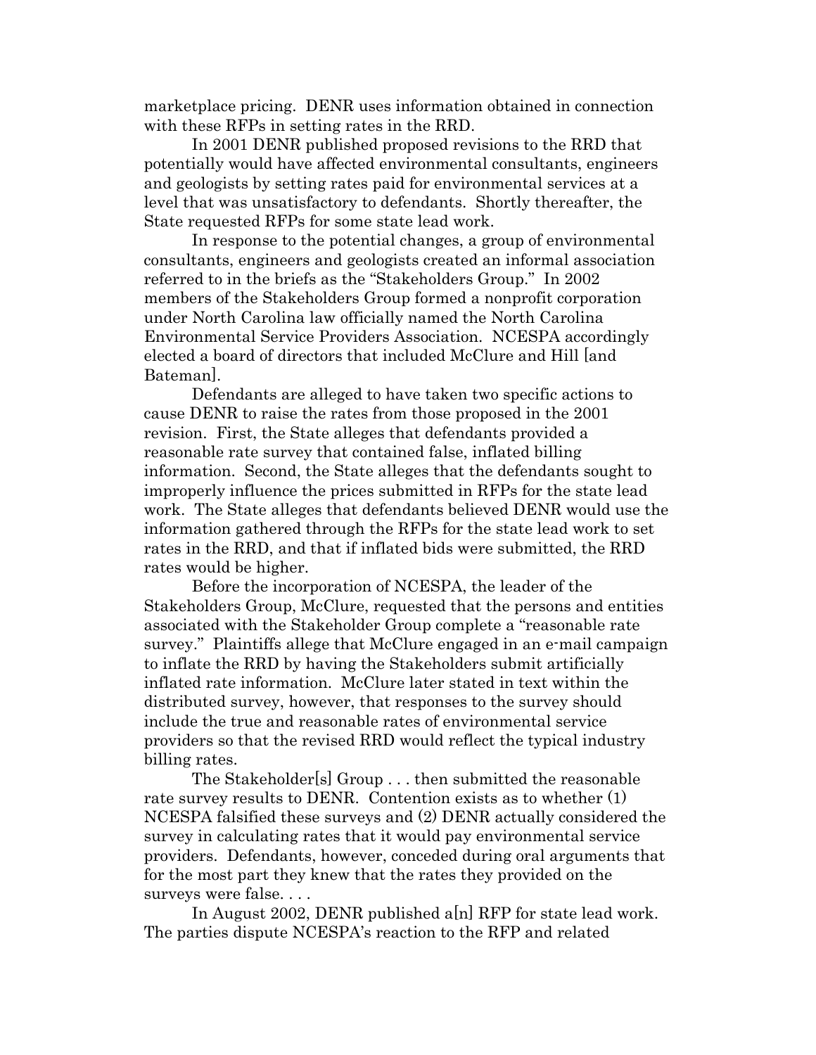marketplace pricing. DENR uses information obtained in connection with these RFPs in setting rates in the RRD.

In 2001 DENR published proposed revisions to the RRD that potentially would have affected environmental consultants, engineers and geologists by setting rates paid for environmental services at a level that was unsatisfactory to defendants. Shortly thereafter, the State requested RFPs for some state lead work.

In response to the potential changes, a group of environmental consultants, engineers and geologists created an informal association referred to in the briefs as the "Stakeholders Group." In 2002 members of the Stakeholders Group formed a nonprofit corporation under North Carolina law officially named the North Carolina Environmental Service Providers Association. NCESPA accordingly elected a board of directors that included McClure and Hill [and Bateman].

Defendants are alleged to have taken two specific actions to cause DENR to raise the rates from those proposed in the 2001 revision. First, the State alleges that defendants provided a reasonable rate survey that contained false, inflated billing information. Second, the State alleges that the defendants sought to improperly influence the prices submitted in RFPs for the state lead work. The State alleges that defendants believed DENR would use the information gathered through the RFPs for the state lead work to set rates in the RRD, and that if inflated bids were submitted, the RRD rates would be higher.

Before the incorporation of NCESPA, the leader of the Stakeholders Group, McClure, requested that the persons and entities associated with the Stakeholder Group complete a "reasonable rate survey." Plaintiffs allege that McClure engaged in an e-mail campaign to inflate the RRD by having the Stakeholders submit artificially inflated rate information. McClure later stated in text within the distributed survey, however, that responses to the survey should include the true and reasonable rates of environmental service providers so that the revised RRD would reflect the typical industry billing rates.

The Stakeholder[s] Group . . . then submitted the reasonable rate survey results to DENR. Contention exists as to whether (1) NCESPA falsified these surveys and (2) DENR actually considered the survey in calculating rates that it would pay environmental service providers. Defendants, however, conceded during oral arguments that for the most part they knew that the rates they provided on the surveys were false. . . .

In August 2002, DENR published a[n] RFP for state lead work. The parties dispute NCESPA's reaction to the RFP and related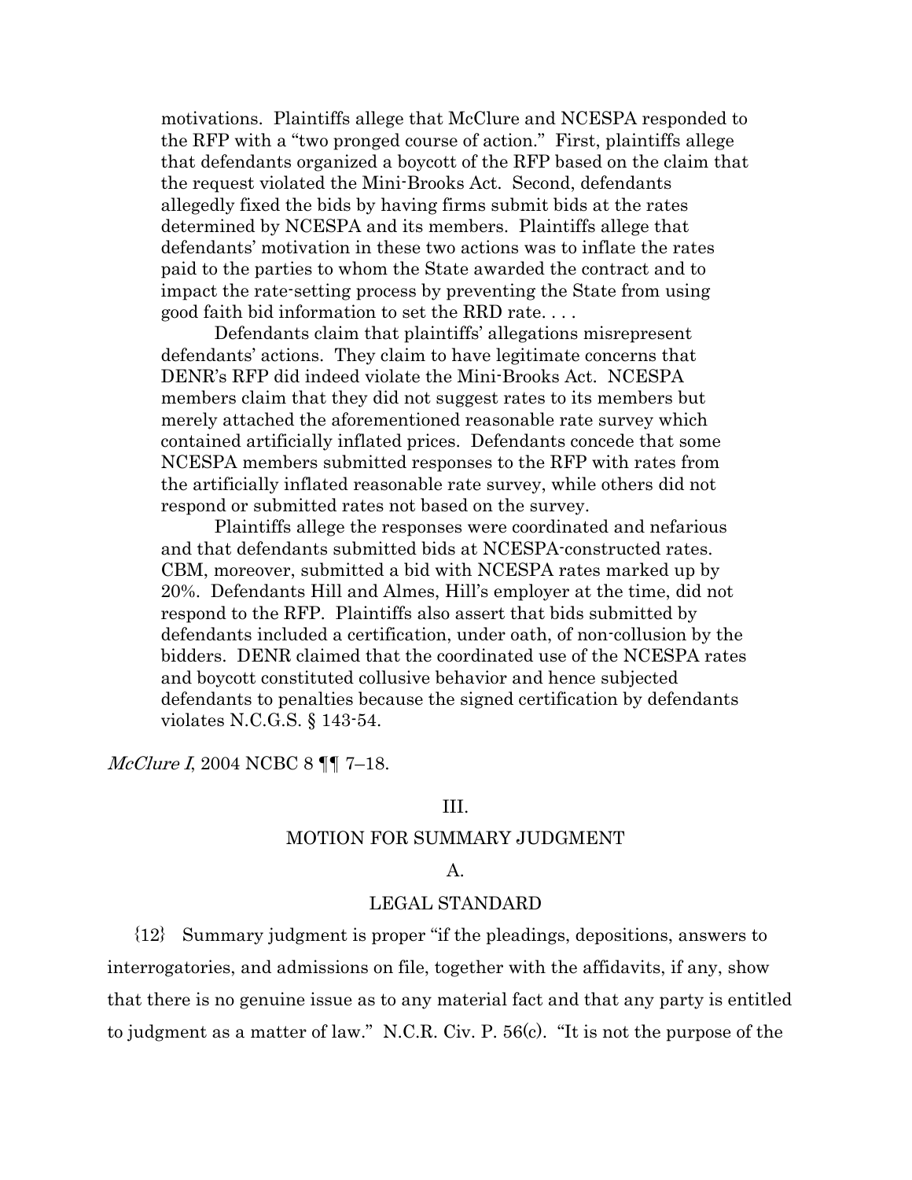> motivations. Plaintiffs allege that McClure and NCESPA responded to the RFP with a "two pronged course of action." First, plaintiffs allege that defendants organized a boycott of the RFP based on the claim that the request violated the Mini-Brooks Act. Second, defendants allegedly fixed the bids by having firms submit bids at the rates determined by NCESPA and its members. Plaintiffs allege that defendants' motivation in these two actions was to inflate the rates paid to the parties to whom the State awarded the contract and to impact the rate-setting process by preventing the State from using good faith bid information to set the RRD rate. . . .
>
> Defendants claim that plaintiffs' allegations misrepresent defendants' actions. They claim to have legitimate concerns that DENR's RFP did indeed violate the Mini-Brooks Act. NCESPA members claim that they did not suggest rates to its members but merely attached the aforementioned reasonable rate survey which contained artificially inflated prices. Defendants concede that some NCESPA members submitted responses to the RFP with rates from the artificially inflated reasonable rate survey, while others did not respond or submitted rates not based on the survey.
>
> Plaintiffs allege the responses were coordinated and nefarious and that defendants submitted bids at NCESPA-constructed rates. CBM, moreover, submitted a bid with NCESPA rates marked up by 20%. Defendants Hill and Almes, Hill's employer at the time, did not respond to the RFP. Plaintiffs also assert that bids submitted by defendants included a certification, under oath, of non-collusion by the bidders. DENR claimed that the coordinated use of the NCESPA rates and boycott constituted collusive behavior and hence subjected defendants to penalties because the signed certification by defendants violates N.C.G.S. § 143-54.

*McClure I*, 2004 NCBC 8 ¶¶ 7–18.

## III.

## MOTION FOR SUMMARY JUDGMENT

### A.

### LEGAL STANDARD

{12} Summary judgment is proper "if the pleadings, depositions, answers to interrogatories, and admissions on file, together with the affidavits, if any, show that there is no genuine issue as to any material fact and that any party is entitled to judgment as a matter of law." N.C.R. Civ. P. 56(c). "It is not the purpose of the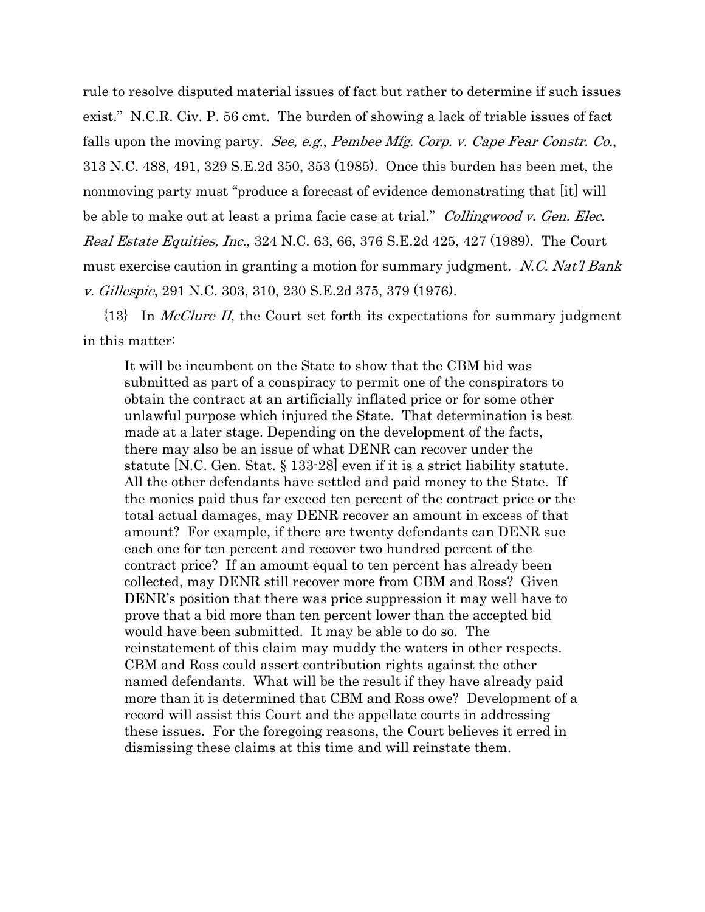rule to resolve disputed material issues of fact but rather to determine if such issues exist." N.C.R. Civ. P. 56 cmt. The burden of showing a lack of triable issues of fact falls upon the moving party. *See, e.g.*, *Pembee Mfg. Corp. v. Cape Fear Constr. Co.*, 313 N.C. 488, 491, 329 S.E.2d 350, 353 (1985). Once this burden has been met, the nonmoving party must "produce a forecast of evidence demonstrating that [it] will be able to make out at least a prima facie case at trial." *Collingwood v. Gen. Elec. Real Estate Equities, Inc.*, 324 N.C. 63, 66, 376 S.E.2d 425, 427 (1989). The Court must exercise caution in granting a motion for summary judgment. *N.C. Nat'l Bank v. Gillespie*, 291 N.C. 303, 310, 230 S.E.2d 375, 379 (1976).

{13} In *McClure II*, the Court set forth its expectations for summary judgment in this matter:

> It will be incumbent on the State to show that the CBM bid was submitted as part of a conspiracy to permit one of the conspirators to obtain the contract at an artificially inflated price or for some other unlawful purpose which injured the State. That determination is best made at a later stage. Depending on the development of the facts, there may also be an issue of what DENR can recover under the statute [N.C. Gen. Stat. § 133-28] even if it is a strict liability statute. All the other defendants have settled and paid money to the State. If the monies paid thus far exceed ten percent of the contract price or the total actual damages, may DENR recover an amount in excess of that amount? For example, if there are twenty defendants can DENR sue each one for ten percent and recover two hundred percent of the contract price? If an amount equal to ten percent has already been collected, may DENR still recover more from CBM and Ross? Given DENR's position that there was price suppression it may well have to prove that a bid more than ten percent lower than the accepted bid would have been submitted. It may be able to do so. The reinstatement of this claim may muddy the waters in other respects. CBM and Ross could assert contribution rights against the other named defendants. What will be the result if they have already paid more than it is determined that CBM and Ross owe? Development of a record will assist this Court and the appellate courts in addressing these issues. For the foregoing reasons, the Court believes it erred in dismissing these claims at this time and will reinstate them.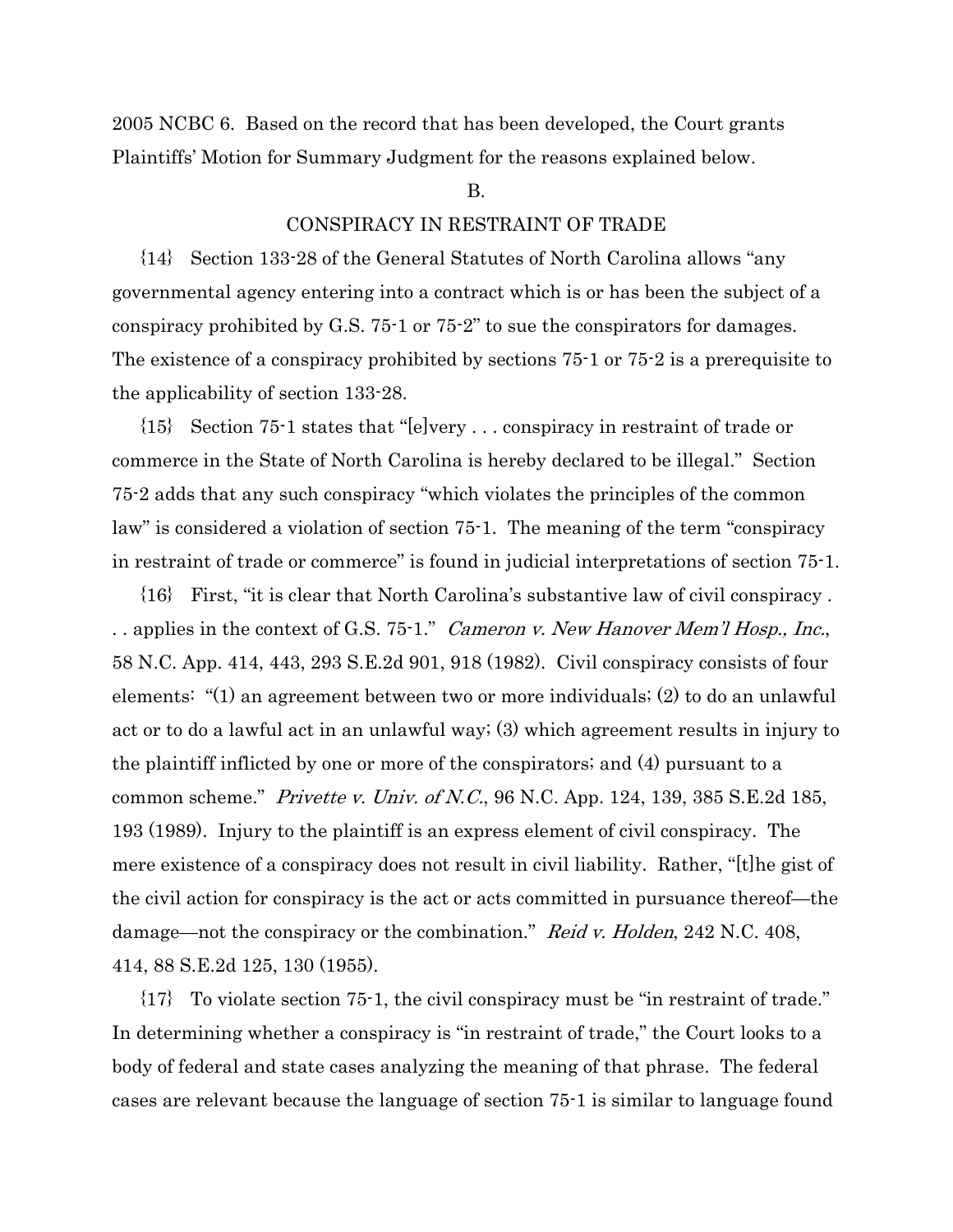2005 NCBC 6. Based on the record that has been developed, the Court grants Plaintiffs' Motion for Summary Judgment for the reasons explained below.

B.

CONSPIRACY IN RESTRAINT OF TRADE

{14} Section 133-28 of the General Statutes of North Carolina allows "any governmental agency entering into a contract which is or has been the subject of a conspiracy prohibited by G.S. 75-1 or 75-2" to sue the conspirators for damages. The existence of a conspiracy prohibited by sections 75-1 or 75-2 is a prerequisite to the applicability of section 133-28.

{15} Section 75-1 states that "[e]very . . . conspiracy in restraint of trade or commerce in the State of North Carolina is hereby declared to be illegal." Section 75-2 adds that any such conspiracy "which violates the principles of the common law" is considered a violation of section 75-1. The meaning of the term "conspiracy in restraint of trade or commerce" is found in judicial interpretations of section 75-1.

{16} First, "it is clear that North Carolina's substantive law of civil conspiracy . . . applies in the context of G.S. 75-1." *Cameron v. New Hanover Mem'l Hosp., Inc.*, 58 N.C. App. 414, 443, 293 S.E.2d 901, 918 (1982). Civil conspiracy consists of four elements: "(1) an agreement between two or more individuals; (2) to do an unlawful act or to do a lawful act in an unlawful way; (3) which agreement results in injury to the plaintiff inflicted by one or more of the conspirators; and (4) pursuant to a common scheme." *Privette v. Univ. of N.C.*, 96 N.C. App. 124, 139, 385 S.E.2d 185, 193 (1989). Injury to the plaintiff is an express element of civil conspiracy. The mere existence of a conspiracy does not result in civil liability. Rather, "[t]he gist of the civil action for conspiracy is the act or acts committed in pursuance thereof—the damage—not the conspiracy or the combination." *Reid v. Holden*, 242 N.C. 408, 414, 88 S.E.2d 125, 130 (1955).

{17} To violate section 75-1, the civil conspiracy must be "in restraint of trade." In determining whether a conspiracy is "in restraint of trade," the Court looks to a body of federal and state cases analyzing the meaning of that phrase. The federal cases are relevant because the language of section 75-1 is similar to language found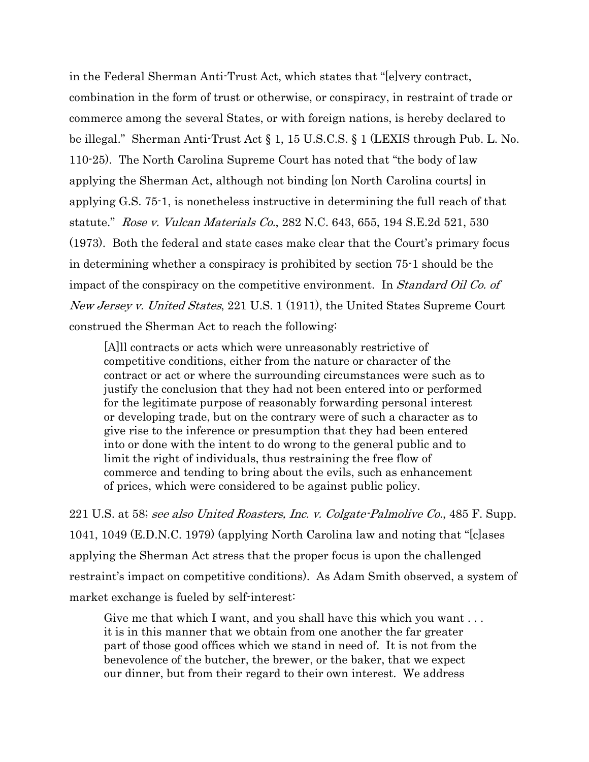in the Federal Sherman Anti-Trust Act, which states that "[e]very contract, combination in the form of trust or otherwise, or conspiracy, in restraint of trade or commerce among the several States, or with foreign nations, is hereby declared to be illegal." Sherman Anti-Trust Act § 1, 15 U.S.C.S. § 1 (LEXIS through Pub. L. No. 110-25). The North Carolina Supreme Court has noted that "the body of law applying the Sherman Act, although not binding [on North Carolina courts] in applying G.S. 75-1, is nonetheless instructive in determining the full reach of that statute." *Rose v. Vulcan Materials Co.*, 282 N.C. 643, 655, 194 S.E.2d 521, 530 (1973). Both the federal and state cases make clear that the Court's primary focus in determining whether a conspiracy is prohibited by section 75-1 should be the impact of the conspiracy on the competitive environment. In *Standard Oil Co. of New Jersey v. United States*, 221 U.S. 1 (1911), the United States Supreme Court construed the Sherman Act to reach the following:

> [A]ll contracts or acts which were unreasonably restrictive of competitive conditions, either from the nature or character of the contract or act or where the surrounding circumstances were such as to justify the conclusion that they had not been entered into or performed for the legitimate purpose of reasonably forwarding personal interest or developing trade, but on the contrary were of such a character as to give rise to the inference or presumption that they had been entered into or done with the intent to do wrong to the general public and to limit the right of individuals, thus restraining the free flow of commerce and tending to bring about the evils, such as enhancement of prices, which were considered to be against public policy.

221 U.S. at 58; *see also United Roasters, Inc. v. Colgate-Palmolive Co.*, 485 F. Supp. 1041, 1049 (E.D.N.C. 1979) (applying North Carolina law and noting that "[c]ases applying the Sherman Act stress that the proper focus is upon the challenged restraint's impact on competitive conditions). As Adam Smith observed, a system of market exchange is fueled by self-interest:

> Give me that which I want, and you shall have this which you want . . . it is in this manner that we obtain from one another the far greater part of those good offices which we stand in need of. It is not from the benevolence of the butcher, the brewer, or the baker, that we expect our dinner, but from their regard to their own interest. We address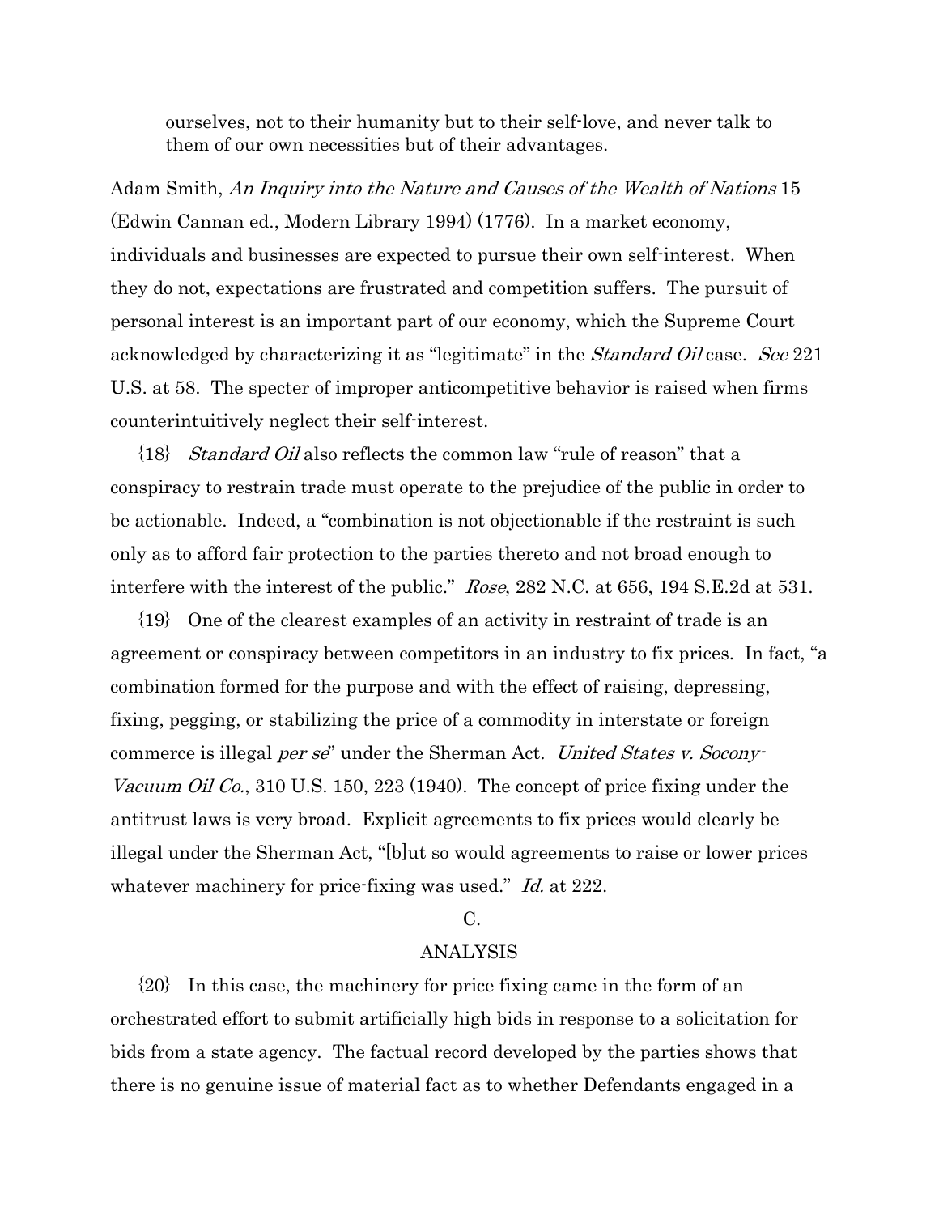> ourselves, not to their humanity but to their self-love, and never talk to them of our own necessities but of their advantages.

Adam Smith, *An Inquiry into the Nature and Causes of the Wealth of Nations* 15 (Edwin Cannan ed., Modern Library 1994) (1776). In a market economy, individuals and businesses are expected to pursue their own self-interest. When they do not, expectations are frustrated and competition suffers. The pursuit of personal interest is an important part of our economy, which the Supreme Court acknowledged by characterizing it as "legitimate" in the *Standard Oil* case. *See* 221 U.S. at 58. The specter of improper anticompetitive behavior is raised when firms counterintuitively neglect their self-interest.

{18} *Standard Oil* also reflects the common law "rule of reason" that a conspiracy to restrain trade must operate to the prejudice of the public in order to be actionable. Indeed, a "combination is not objectionable if the restraint is such only as to afford fair protection to the parties thereto and not broad enough to interfere with the interest of the public." *Rose*, 282 N.C. at 656, 194 S.E.2d at 531.

{19} One of the clearest examples of an activity in restraint of trade is an agreement or conspiracy between competitors in an industry to fix prices. In fact, "a combination formed for the purpose and with the effect of raising, depressing, fixing, pegging, or stabilizing the price of a commodity in interstate or foreign commerce is illegal *per se*" under the Sherman Act. *United States v. Socony-Vacuum Oil Co.*, 310 U.S. 150, 223 (1940). The concept of price fixing under the antitrust laws is very broad. Explicit agreements to fix prices would clearly be illegal under the Sherman Act, "[b]ut so would agreements to raise or lower prices whatever machinery for price-fixing was used." *Id.* at 222.

## C.

## ANALYSIS

{20} In this case, the machinery for price fixing came in the form of an orchestrated effort to submit artificially high bids in response to a solicitation for bids from a state agency. The factual record developed by the parties shows that there is no genuine issue of material fact as to whether Defendants engaged in a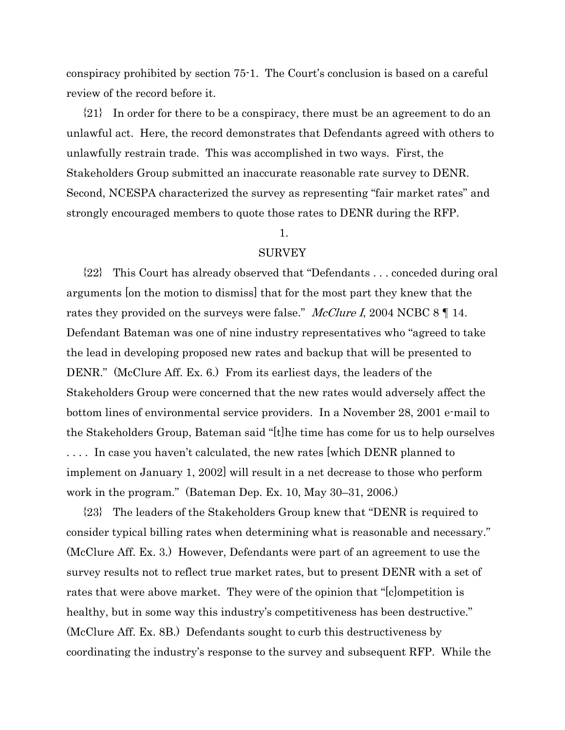conspiracy prohibited by section 75-1. The Court's conclusion is based on a careful review of the record before it.

{21} In order for there to be a conspiracy, there must be an agreement to do an unlawful act. Here, the record demonstrates that Defendants agreed with others to unlawfully restrain trade. This was accomplished in two ways. First, the Stakeholders Group submitted an inaccurate reasonable rate survey to DENR. Second, NCESPA characterized the survey as representing "fair market rates" and strongly encouraged members to quote those rates to DENR during the RFP.

1.

SURVEY

{22} This Court has already observed that "Defendants . . . conceded during oral arguments [on the motion to dismiss] that for the most part they knew that the rates they provided on the surveys were false." *McClure I*, 2004 NCBC 8 ¶ 14. Defendant Bateman was one of nine industry representatives who "agreed to take the lead in developing proposed new rates and backup that will be presented to DENR." (McClure Aff. Ex. 6.) From its earliest days, the leaders of the Stakeholders Group were concerned that the new rates would adversely affect the bottom lines of environmental service providers. In a November 28, 2001 e-mail to the Stakeholders Group, Bateman said "[t]he time has come for us to help ourselves . . . . In case you haven't calculated, the new rates [which DENR planned to implement on January 1, 2002] will result in a net decrease to those who perform work in the program." (Bateman Dep. Ex. 10, May 30–31, 2006.)

{23} The leaders of the Stakeholders Group knew that "DENR is required to consider typical billing rates when determining what is reasonable and necessary." (McClure Aff. Ex. 3.) However, Defendants were part of an agreement to use the survey results not to reflect true market rates, but to present DENR with a set of rates that were above market. They were of the opinion that "[c]ompetition is healthy, but in some way this industry's competitiveness has been destructive." (McClure Aff. Ex. 8B.) Defendants sought to curb this destructiveness by coordinating the industry's response to the survey and subsequent RFP. While the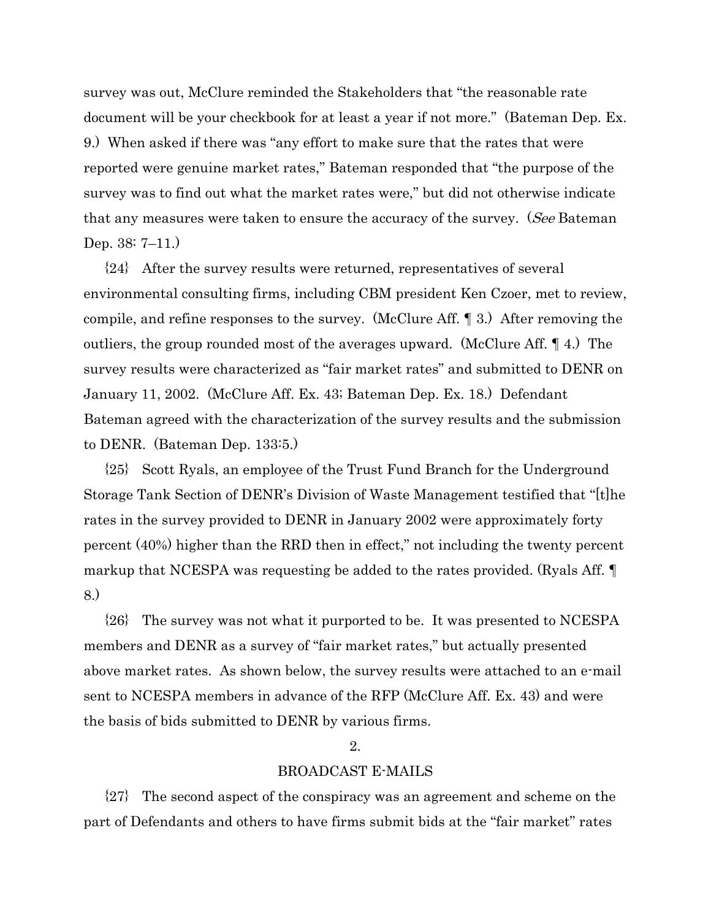survey was out, McClure reminded the Stakeholders that "the reasonable rate document will be your checkbook for at least a year if not more." (Bateman Dep. Ex. 9.) When asked if there was "any effort to make sure that the rates that were reported were genuine market rates," Bateman responded that "the purpose of the survey was to find out what the market rates were," but did not otherwise indicate that any measures were taken to ensure the accuracy of the survey. (*See* Bateman Dep. 38: 7–11.)

{24} After the survey results were returned, representatives of several environmental consulting firms, including CBM president Ken Czoer, met to review, compile, and refine responses to the survey. (McClure Aff. ¶ 3.) After removing the outliers, the group rounded most of the averages upward. (McClure Aff. ¶ 4.) The survey results were characterized as "fair market rates" and submitted to DENR on January 11, 2002. (McClure Aff. Ex. 43; Bateman Dep. Ex. 18.) Defendant Bateman agreed with the characterization of the survey results and the submission to DENR. (Bateman Dep. 133:5.)

{25} Scott Ryals, an employee of the Trust Fund Branch for the Underground Storage Tank Section of DENR's Division of Waste Management testified that "[t]he rates in the survey provided to DENR in January 2002 were approximately forty percent (40%) higher than the RRD then in effect," not including the twenty percent markup that NCESPA was requesting be added to the rates provided. (Ryals Aff. ¶ 8.)

{26} The survey was not what it purported to be. It was presented to NCESPA members and DENR as a survey of "fair market rates," but actually presented above market rates. As shown below, the survey results were attached to an e-mail sent to NCESPA members in advance of the RFP (McClure Aff. Ex. 43) and were the basis of bids submitted to DENR by various firms.

2.

BROADCAST E-MAILS

{27} The second aspect of the conspiracy was an agreement and scheme on the part of Defendants and others to have firms submit bids at the "fair market" rates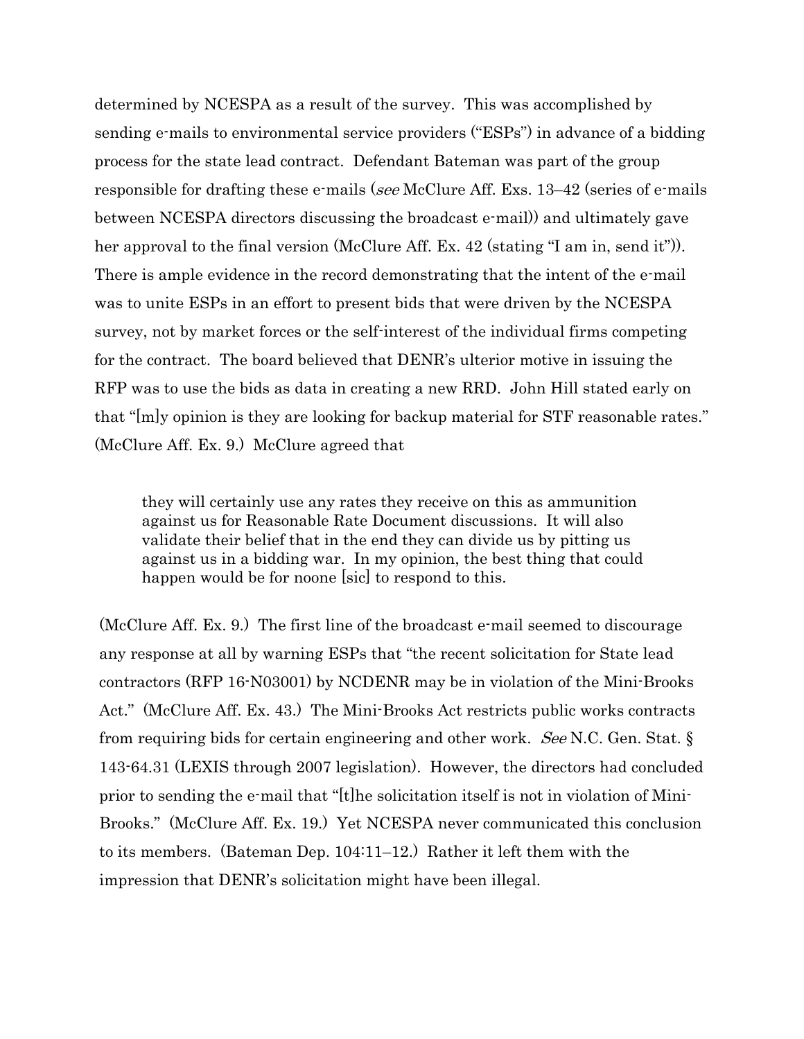determined by NCESPA as a result of the survey. This was accomplished by sending e-mails to environmental service providers ("ESPs") in advance of a bidding process for the state lead contract. Defendant Bateman was part of the group responsible for drafting these e-mails (*see* McClure Aff. Exs. 13–42 (series of e-mails between NCESPA directors discussing the broadcast e-mail)) and ultimately gave her approval to the final version (McClure Aff. Ex. 42 (stating "I am in, send it")). There is ample evidence in the record demonstrating that the intent of the e-mail was to unite ESPs in an effort to present bids that were driven by the NCESPA survey, not by market forces or the self-interest of the individual firms competing for the contract. The board believed that DENR's ulterior motive in issuing the RFP was to use the bids as data in creating a new RRD. John Hill stated early on that "[m]y opinion is they are looking for backup material for STF reasonable rates." (McClure Aff. Ex. 9.) McClure agreed that

> they will certainly use any rates they receive on this as ammunition against us for Reasonable Rate Document discussions. It will also validate their belief that in the end they can divide us by pitting us against us in a bidding war. In my opinion, the best thing that could happen would be for noone [sic] to respond to this.

(McClure Aff. Ex. 9.) The first line of the broadcast e-mail seemed to discourage any response at all by warning ESPs that "the recent solicitation for State lead contractors (RFP 16-N03001) by NCDENR may be in violation of the Mini-Brooks Act." (McClure Aff. Ex. 43.) The Mini-Brooks Act restricts public works contracts from requiring bids for certain engineering and other work. *See* N.C. Gen. Stat. § 143-64.31 (LEXIS through 2007 legislation). However, the directors had concluded prior to sending the e-mail that "[t]he solicitation itself is not in violation of Mini-Brooks." (McClure Aff. Ex. 19.) Yet NCESPA never communicated this conclusion to its members. (Bateman Dep. 104:11–12.) Rather it left them with the impression that DENR's solicitation might have been illegal.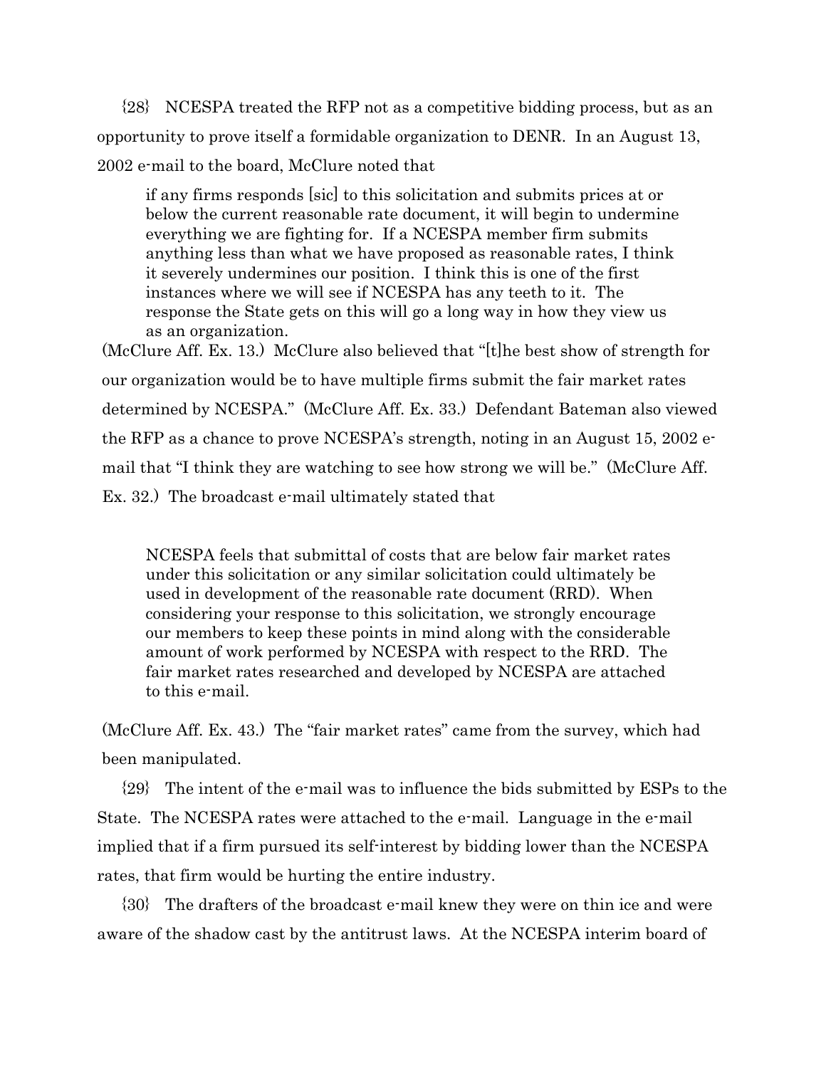{28} NCESPA treated the RFP not as a competitive bidding process, but as an opportunity to prove itself a formidable organization to DENR. In an August 13, 2002 e-mail to the board, McClure noted that

> if any firms responds [sic] to this solicitation and submits prices at or below the current reasonable rate document, it will begin to undermine everything we are fighting for. If a NCESPA member firm submits anything less than what we have proposed as reasonable rates, I think it severely undermines our position. I think this is one of the first instances where we will see if NCESPA has any teeth to it. The response the State gets on this will go a long way in how they view us as an organization.

(McClure Aff. Ex. 13.) McClure also believed that "[t]he best show of strength for our organization would be to have multiple firms submit the fair market rates determined by NCESPA." (McClure Aff. Ex. 33.) Defendant Bateman also viewed the RFP as a chance to prove NCESPA's strength, noting in an August 15, 2002 e-mail that "I think they are watching to see how strong we will be." (McClure Aff. Ex. 32.) The broadcast e-mail ultimately stated that

> NCESPA feels that submittal of costs that are below fair market rates under this solicitation or any similar solicitation could ultimately be used in development of the reasonable rate document (RRD). When considering your response to this solicitation, we strongly encourage our members to keep these points in mind along with the considerable amount of work performed by NCESPA with respect to the RRD. The fair market rates researched and developed by NCESPA are attached to this e-mail.

(McClure Aff. Ex. 43.) The "fair market rates" came from the survey, which had been manipulated.

{29} The intent of the e-mail was to influence the bids submitted by ESPs to the State. The NCESPA rates were attached to the e-mail. Language in the e-mail implied that if a firm pursued its self-interest by bidding lower than the NCESPA rates, that firm would be hurting the entire industry.

{30} The drafters of the broadcast e-mail knew they were on thin ice and were aware of the shadow cast by the antitrust laws. At the NCESPA interim board of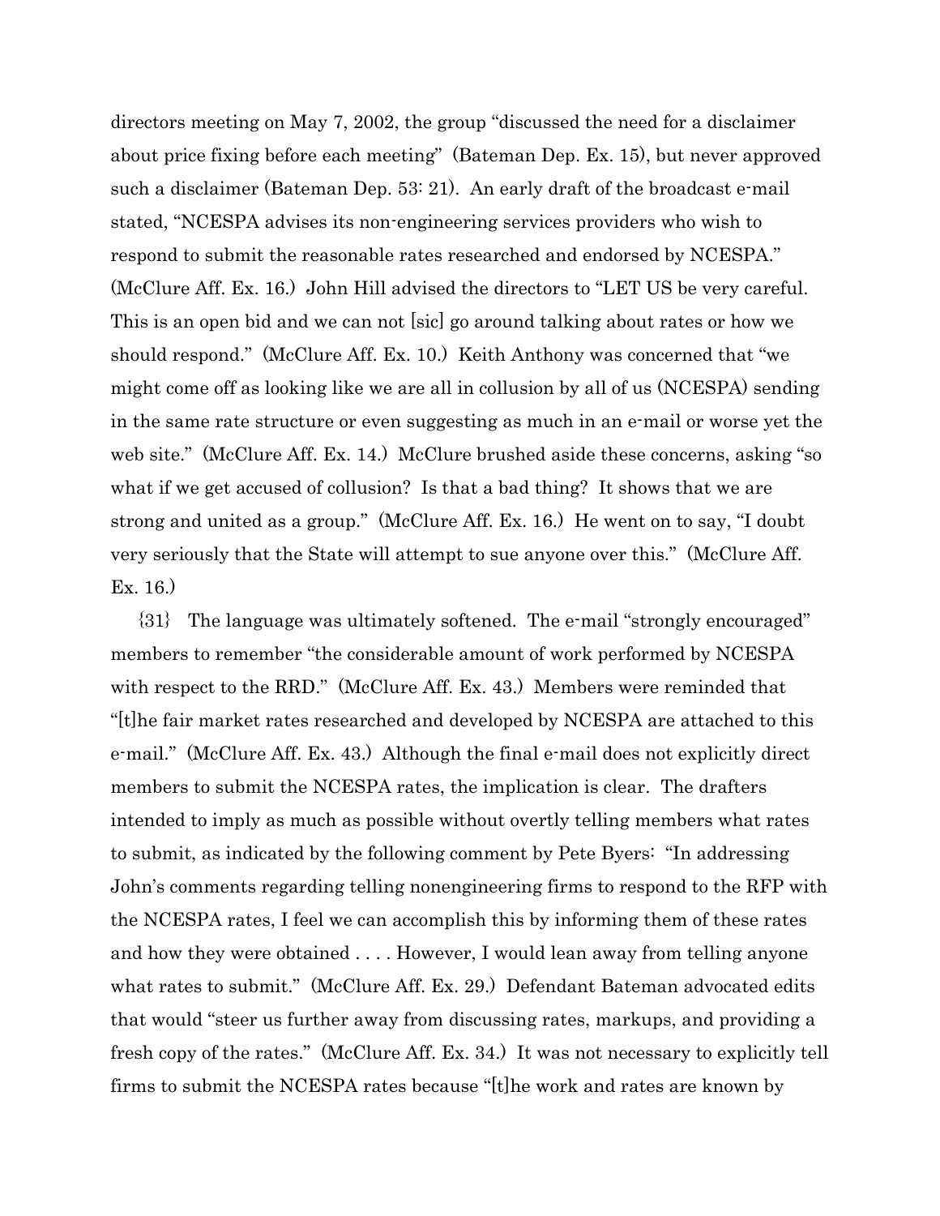directors meeting on May 7, 2002, the group "discussed the need for a disclaimer about price fixing before each meeting" (Bateman Dep. Ex. 15), but never approved such a disclaimer (Bateman Dep. 53: 21). An early draft of the broadcast e-mail stated, "NCESPA advises its non-engineering services providers who wish to respond to submit the reasonable rates researched and endorsed by NCESPA." (McClure Aff. Ex. 16.) John Hill advised the directors to "LET US be very careful. This is an open bid and we can not [sic] go around talking about rates or how we should respond." (McClure Aff. Ex. 10.) Keith Anthony was concerned that "we might come off as looking like we are all in collusion by all of us (NCESPA) sending in the same rate structure or even suggesting as much in an e-mail or worse yet the web site." (McClure Aff. Ex. 14.) McClure brushed aside these concerns, asking "so what if we get accused of collusion? Is that a bad thing? It shows that we are strong and united as a group." (McClure Aff. Ex. 16.) He went on to say, "I doubt very seriously that the State will attempt to sue anyone over this." (McClure Aff. Ex. 16.)

{31} The language was ultimately softened. The e-mail "strongly encouraged" members to remember "the considerable amount of work performed by NCESPA with respect to the RRD." (McClure Aff. Ex. 43.) Members were reminded that "[t]he fair market rates researched and developed by NCESPA are attached to this e-mail." (McClure Aff. Ex. 43.) Although the final e-mail does not explicitly direct members to submit the NCESPA rates, the implication is clear. The drafters intended to imply as much as possible without overtly telling members what rates to submit, as indicated by the following comment by Pete Byers: "In addressing John's comments regarding telling nonengineering firms to respond to the RFP with the NCESPA rates, I feel we can accomplish this by informing them of these rates and how they were obtained . . . . However, I would lean away from telling anyone what rates to submit." (McClure Aff. Ex. 29.) Defendant Bateman advocated edits that would "steer us further away from discussing rates, markups, and providing a fresh copy of the rates." (McClure Aff. Ex. 34.) It was not necessary to explicitly tell firms to submit the NCESPA rates because "[t]he work and rates are known by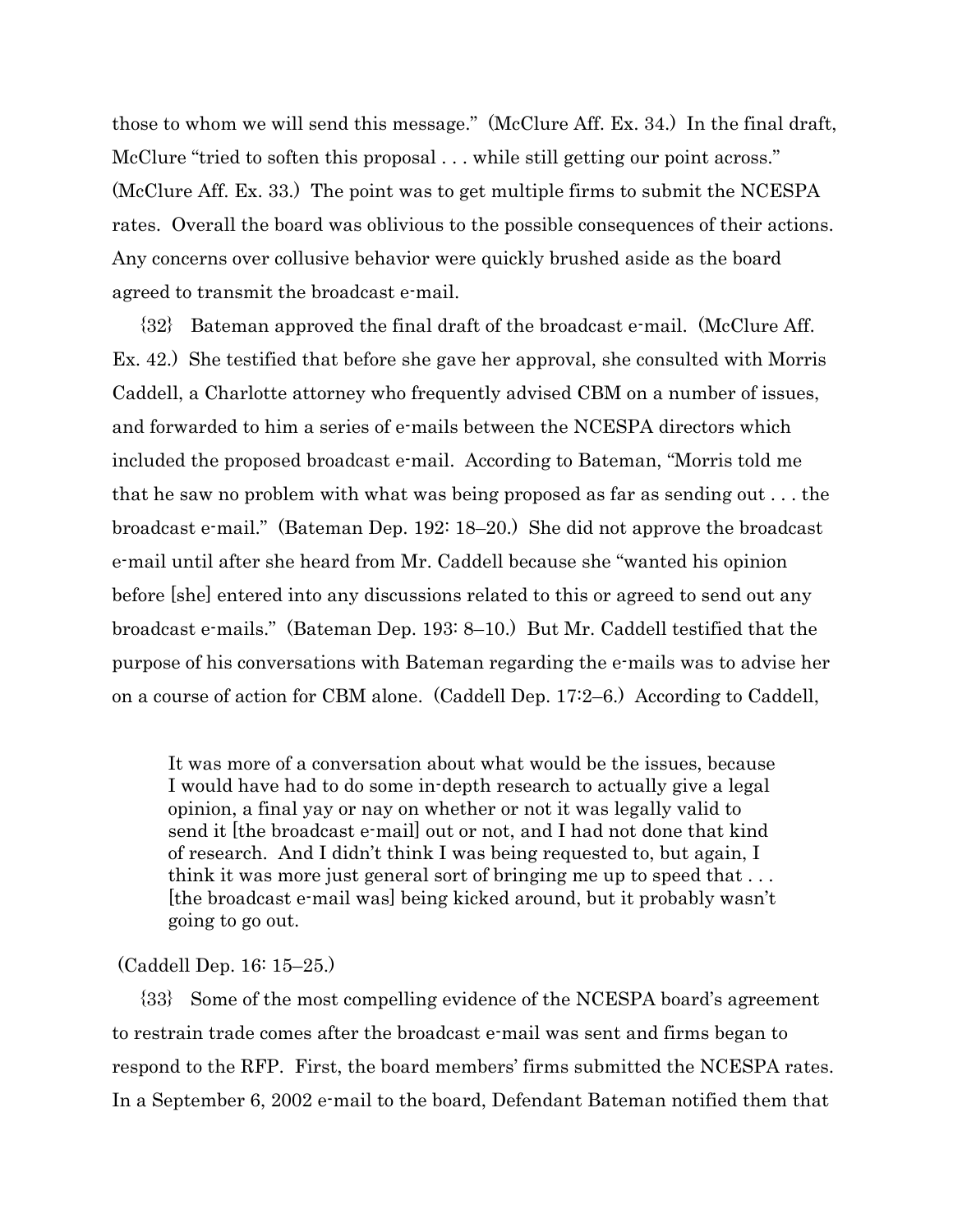those to whom we will send this message." (McClure Aff. Ex. 34.) In the final draft, McClure "tried to soften this proposal . . . while still getting our point across." (McClure Aff. Ex. 33.) The point was to get multiple firms to submit the NCESPA rates. Overall the board was oblivious to the possible consequences of their actions. Any concerns over collusive behavior were quickly brushed aside as the board agreed to transmit the broadcast e-mail.

{32} Bateman approved the final draft of the broadcast e-mail. (McClure Aff. Ex. 42.) She testified that before she gave her approval, she consulted with Morris Caddell, a Charlotte attorney who frequently advised CBM on a number of issues, and forwarded to him a series of e-mails between the NCESPA directors which included the proposed broadcast e-mail. According to Bateman, "Morris told me that he saw no problem with what was being proposed as far as sending out . . . the broadcast e-mail." (Bateman Dep. 192: 18–20.) She did not approve the broadcast e-mail until after she heard from Mr. Caddell because she "wanted his opinion before [she] entered into any discussions related to this or agreed to send out any broadcast e-mails." (Bateman Dep. 193: 8–10.) But Mr. Caddell testified that the purpose of his conversations with Bateman regarding the e-mails was to advise her on a course of action for CBM alone. (Caddell Dep. 17:2–6.) According to Caddell,

> It was more of a conversation about what would be the issues, because I would have had to do some in-depth research to actually give a legal opinion, a final yay or nay on whether or not it was legally valid to send it [the broadcast e-mail] out or not, and I had not done that kind of research. And I didn't think I was being requested to, but again, I think it was more just general sort of bringing me up to speed that . . . [the broadcast e-mail was] being kicked around, but it probably wasn't going to go out.

(Caddell Dep. 16: 15–25.)

{33} Some of the most compelling evidence of the NCESPA board's agreement to restrain trade comes after the broadcast e-mail was sent and firms began to respond to the RFP. First, the board members' firms submitted the NCESPA rates. In a September 6, 2002 e-mail to the board, Defendant Bateman notified them that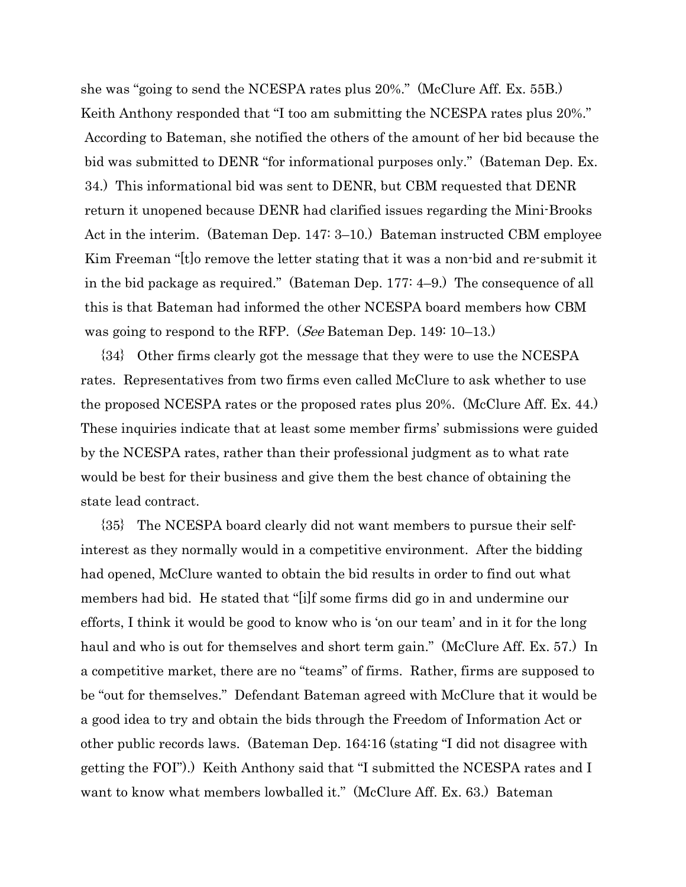she was "going to send the NCESPA rates plus 20%." (McClure Aff. Ex. 55B.) Keith Anthony responded that "I too am submitting the NCESPA rates plus 20%." According to Bateman, she notified the others of the amount of her bid because the bid was submitted to DENR "for informational purposes only." (Bateman Dep. Ex. 34.) This informational bid was sent to DENR, but CBM requested that DENR return it unopened because DENR had clarified issues regarding the Mini-Brooks Act in the interim. (Bateman Dep. 147: 3–10.) Bateman instructed CBM employee Kim Freeman "[t]o remove the letter stating that it was a non-bid and re-submit it in the bid package as required." (Bateman Dep. 177: 4–9.) The consequence of all this is that Bateman had informed the other NCESPA board members how CBM was going to respond to the RFP. (*See* Bateman Dep. 149: 10–13.)

{34} Other firms clearly got the message that they were to use the NCESPA rates. Representatives from two firms even called McClure to ask whether to use the proposed NCESPA rates or the proposed rates plus 20%. (McClure Aff. Ex. 44.) These inquiries indicate that at least some member firms' submissions were guided by the NCESPA rates, rather than their professional judgment as to what rate would be best for their business and give them the best chance of obtaining the state lead contract.

{35} The NCESPA board clearly did not want members to pursue their self-interest as they normally would in a competitive environment. After the bidding had opened, McClure wanted to obtain the bid results in order to find out what members had bid. He stated that "[i]f some firms did go in and undermine our efforts, I think it would be good to know who is 'on our team' and in it for the long haul and who is out for themselves and short term gain." (McClure Aff. Ex. 57.) In a competitive market, there are no "teams" of firms. Rather, firms are supposed to be "out for themselves." Defendant Bateman agreed with McClure that it would be a good idea to try and obtain the bids through the Freedom of Information Act or other public records laws. (Bateman Dep. 164:16 (stating "I did not disagree with getting the FOI").) Keith Anthony said that "I submitted the NCESPA rates and I want to know what members lowballed it." (McClure Aff. Ex. 63.) Bateman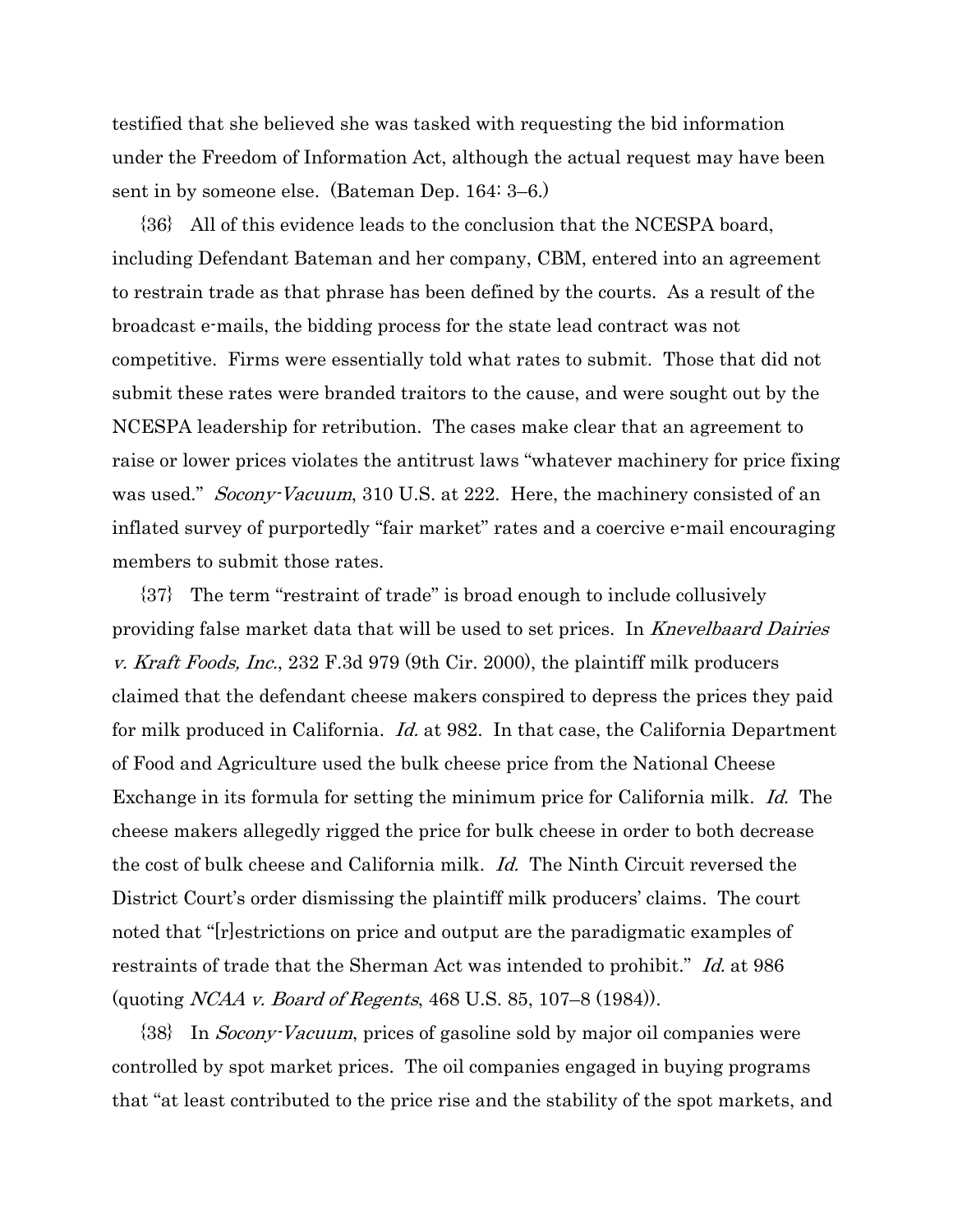testified that she believed she was tasked with requesting the bid information under the Freedom of Information Act, although the actual request may have been sent in by someone else. (Bateman Dep. 164: 3–6.)

{36} All of this evidence leads to the conclusion that the NCESPA board, including Defendant Bateman and her company, CBM, entered into an agreement to restrain trade as that phrase has been defined by the courts. As a result of the broadcast e-mails, the bidding process for the state lead contract was not competitive. Firms were essentially told what rates to submit. Those that did not submit these rates were branded traitors to the cause, and were sought out by the NCESPA leadership for retribution. The cases make clear that an agreement to raise or lower prices violates the antitrust laws "whatever machinery for price fixing was used." *Socony-Vacuum*, 310 U.S. at 222. Here, the machinery consisted of an inflated survey of purportedly "fair market" rates and a coercive e-mail encouraging members to submit those rates.

{37} The term "restraint of trade" is broad enough to include collusively providing false market data that will be used to set prices. In *Knevelbaard Dairies v. Kraft Foods, Inc.*, 232 F.3d 979 (9th Cir. 2000), the plaintiff milk producers claimed that the defendant cheese makers conspired to depress the prices they paid for milk produced in California. *Id.* at 982. In that case, the California Department of Food and Agriculture used the bulk cheese price from the National Cheese Exchange in its formula for setting the minimum price for California milk. *Id.* The cheese makers allegedly rigged the price for bulk cheese in order to both decrease the cost of bulk cheese and California milk. *Id.* The Ninth Circuit reversed the District Court's order dismissing the plaintiff milk producers' claims. The court noted that "[r]estrictions on price and output are the paradigmatic examples of restraints of trade that the Sherman Act was intended to prohibit." *Id.* at 986 (quoting *NCAA v. Board of Regents*, 468 U.S. 85, 107–8 (1984)).

{38} In *Socony-Vacuum*, prices of gasoline sold by major oil companies were controlled by spot market prices. The oil companies engaged in buying programs that "at least contributed to the price rise and the stability of the spot markets, and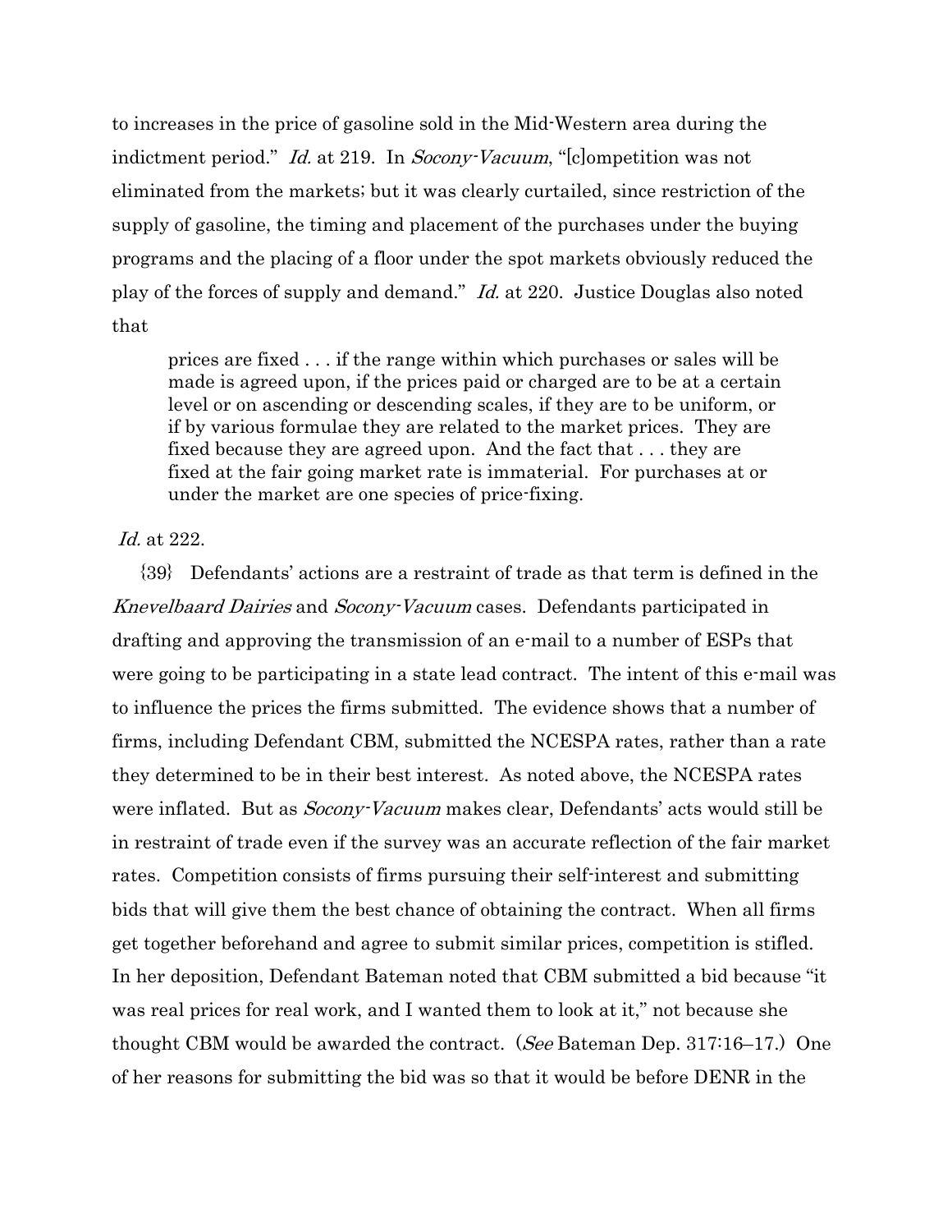to increases in the price of gasoline sold in the Mid-Western area during the indictment period." *Id.* at 219. In *Socony-Vacuum*, "[c]ompetition was not eliminated from the markets; but it was clearly curtailed, since restriction of the supply of gasoline, the timing and placement of the purchases under the buying programs and the placing of a floor under the spot markets obviously reduced the play of the forces of supply and demand." *Id.* at 220. Justice Douglas also noted that

> prices are fixed . . . if the range within which purchases or sales will be made is agreed upon, if the prices paid or charged are to be at a certain level or on ascending or descending scales, if they are to be uniform, or if by various formulae they are related to the market prices. They are fixed because they are agreed upon. And the fact that . . . they are fixed at the fair going market rate is immaterial. For purchases at or under the market are one species of price-fixing.

*Id.* at 222.

{39} Defendants' actions are a restraint of trade as that term is defined in the *Knevelbaard Dairies* and *Socony-Vacuum* cases. Defendants participated in drafting and approving the transmission of an e-mail to a number of ESPs that were going to be participating in a state lead contract. The intent of this e-mail was to influence the prices the firms submitted. The evidence shows that a number of firms, including Defendant CBM, submitted the NCESPA rates, rather than a rate they determined to be in their best interest. As noted above, the NCESPA rates were inflated. But as *Socony-Vacuum* makes clear, Defendants' acts would still be in restraint of trade even if the survey was an accurate reflection of the fair market rates. Competition consists of firms pursuing their self-interest and submitting bids that will give them the best chance of obtaining the contract. When all firms get together beforehand and agree to submit similar prices, competition is stifled. In her deposition, Defendant Bateman noted that CBM submitted a bid because "it was real prices for real work, and I wanted them to look at it," not because she thought CBM would be awarded the contract. (*See* Bateman Dep. 317:16–17.) One of her reasons for submitting the bid was so that it would be before DENR in the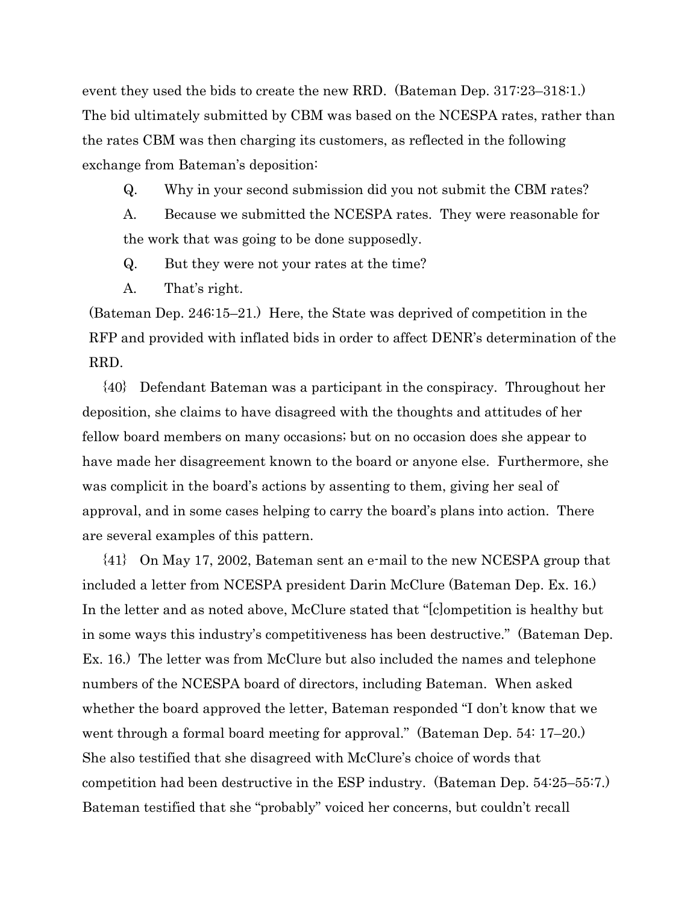event they used the bids to create the new RRD. (Bateman Dep. 317:23–318:1.) The bid ultimately submitted by CBM was based on the NCESPA rates, rather than the rates CBM was then charging its customers, as reflected in the following exchange from Bateman's deposition:

> Q. Why in your second submission did you not submit the CBM rates?
>
> A. Because we submitted the NCESPA rates. They were reasonable for the work that was going to be done supposedly.
>
> Q. But they were not your rates at the time?
>
> A. That's right.

(Bateman Dep. 246:15–21.) Here, the State was deprived of competition in the RFP and provided with inflated bids in order to affect DENR's determination of the RRD.

{40} Defendant Bateman was a participant in the conspiracy. Throughout her deposition, she claims to have disagreed with the thoughts and attitudes of her fellow board members on many occasions; but on no occasion does she appear to have made her disagreement known to the board or anyone else. Furthermore, she was complicit in the board's actions by assenting to them, giving her seal of approval, and in some cases helping to carry the board's plans into action. There are several examples of this pattern.

{41} On May 17, 2002, Bateman sent an e-mail to the new NCESPA group that included a letter from NCESPA president Darin McClure (Bateman Dep. Ex. 16.) In the letter and as noted above, McClure stated that "[c]ompetition is healthy but in some ways this industry's competitiveness has been destructive." (Bateman Dep. Ex. 16.) The letter was from McClure but also included the names and telephone numbers of the NCESPA board of directors, including Bateman. When asked whether the board approved the letter, Bateman responded "I don't know that we went through a formal board meeting for approval." (Bateman Dep. 54: 17–20.) She also testified that she disagreed with McClure's choice of words that competition had been destructive in the ESP industry. (Bateman Dep. 54:25–55:7.) Bateman testified that she "probably" voiced her concerns, but couldn't recall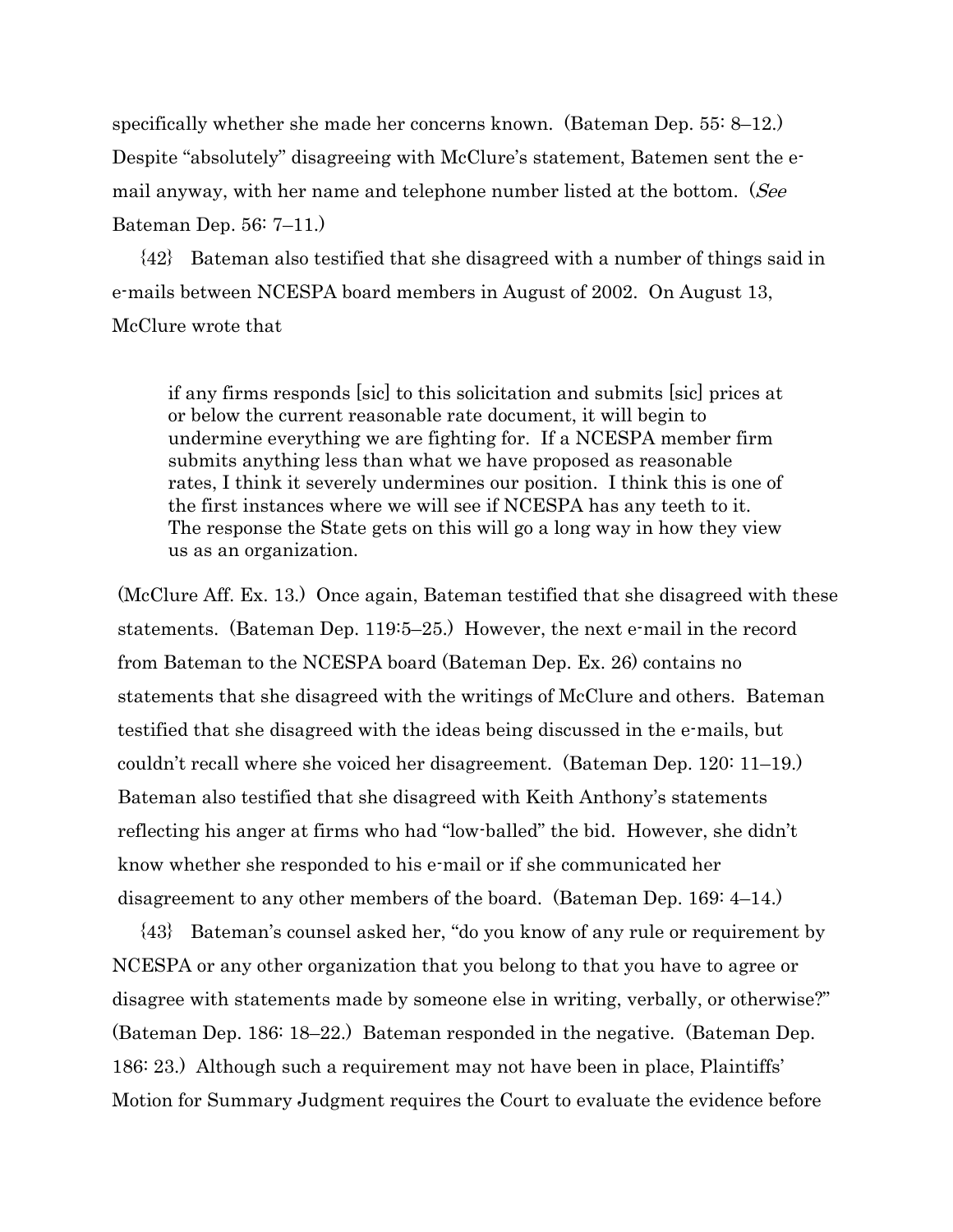specifically whether she made her concerns known. (Bateman Dep. 55: 8–12.) Despite "absolutely" disagreeing with McClure's statement, Batemen sent the e-mail anyway, with her name and telephone number listed at the bottom. (*See* Bateman Dep. 56: 7–11.)

{42} Bateman also testified that she disagreed with a number of things said in e-mails between NCESPA board members in August of 2002. On August 13, McClure wrote that

> if any firms responds [sic] to this solicitation and submits [sic] prices at or below the current reasonable rate document, it will begin to undermine everything we are fighting for. If a NCESPA member firm submits anything less than what we have proposed as reasonable rates, I think it severely undermines our position. I think this is one of the first instances where we will see if NCESPA has any teeth to it. The response the State gets on this will go a long way in how they view us as an organization.

(McClure Aff. Ex. 13.) Once again, Bateman testified that she disagreed with these statements. (Bateman Dep. 119:5–25.) However, the next e-mail in the record from Bateman to the NCESPA board (Bateman Dep. Ex. 26) contains no statements that she disagreed with the writings of McClure and others. Bateman testified that she disagreed with the ideas being discussed in the e-mails, but couldn't recall where she voiced her disagreement. (Bateman Dep. 120: 11–19.) Bateman also testified that she disagreed with Keith Anthony's statements reflecting his anger at firms who had "low-balled" the bid. However, she didn't know whether she responded to his e-mail or if she communicated her disagreement to any other members of the board. (Bateman Dep. 169: 4–14.)

{43} Bateman's counsel asked her, "do you know of any rule or requirement by NCESPA or any other organization that you belong to that you have to agree or disagree with statements made by someone else in writing, verbally, or otherwise?" (Bateman Dep. 186: 18–22.) Bateman responded in the negative. (Bateman Dep. 186: 23.) Although such a requirement may not have been in place, Plaintiffs' Motion for Summary Judgment requires the Court to evaluate the evidence before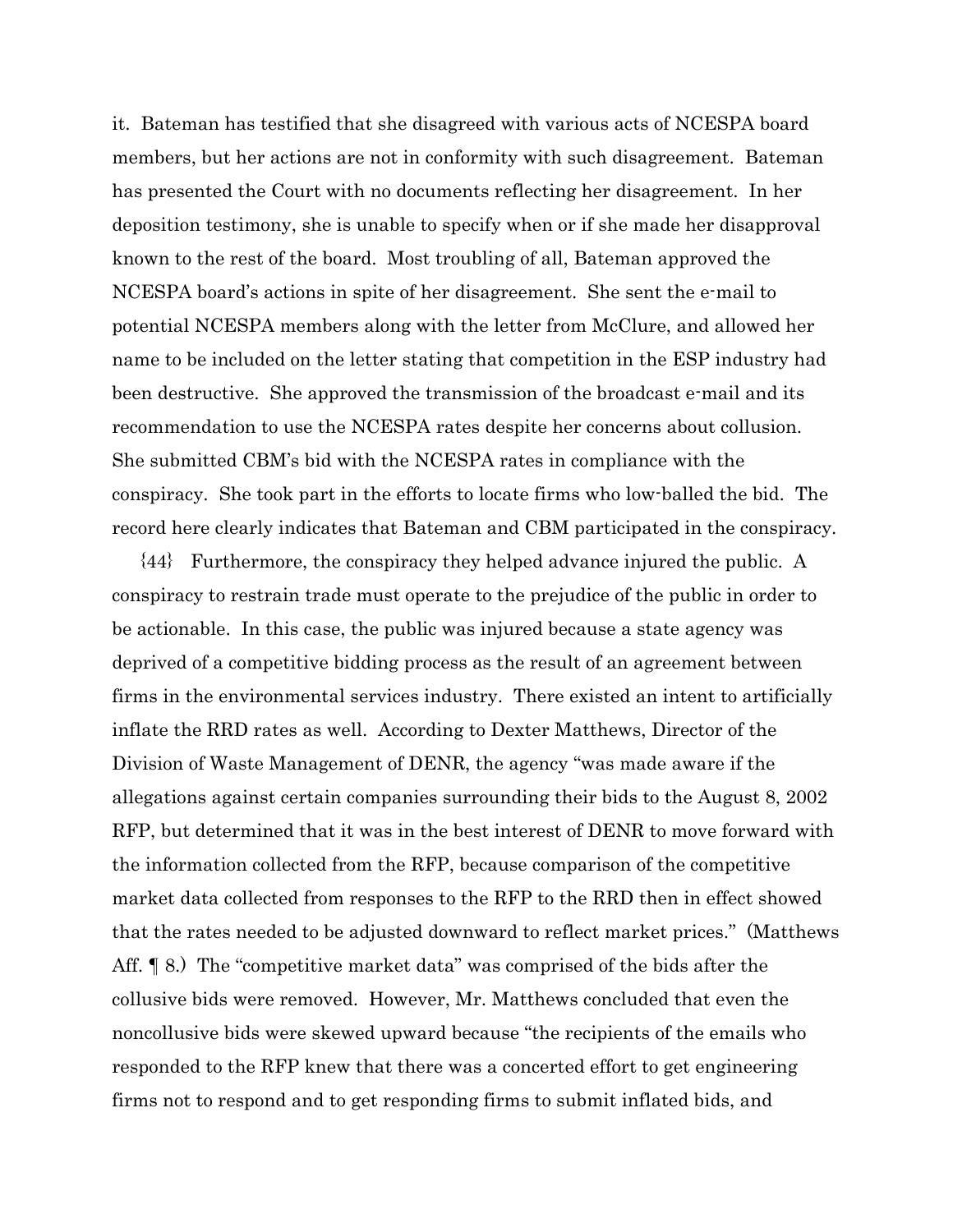it. Bateman has testified that she disagreed with various acts of NCESPA board members, but her actions are not in conformity with such disagreement. Bateman has presented the Court with no documents reflecting her disagreement. In her deposition testimony, she is unable to specify when or if she made her disapproval known to the rest of the board. Most troubling of all, Bateman approved the NCESPA board's actions in spite of her disagreement. She sent the e-mail to potential NCESPA members along with the letter from McClure, and allowed her name to be included on the letter stating that competition in the ESP industry had been destructive. She approved the transmission of the broadcast e-mail and its recommendation to use the NCESPA rates despite her concerns about collusion. She submitted CBM's bid with the NCESPA rates in compliance with the conspiracy. She took part in the efforts to locate firms who low-balled the bid. The record here clearly indicates that Bateman and CBM participated in the conspiracy.

{44} Furthermore, the conspiracy they helped advance injured the public. A conspiracy to restrain trade must operate to the prejudice of the public in order to be actionable. In this case, the public was injured because a state agency was deprived of a competitive bidding process as the result of an agreement between firms in the environmental services industry. There existed an intent to artificially inflate the RRD rates as well. According to Dexter Matthews, Director of the Division of Waste Management of DENR, the agency "was made aware if the allegations against certain companies surrounding their bids to the August 8, 2002 RFP, but determined that it was in the best interest of DENR to move forward with the information collected from the RFP, because comparison of the competitive market data collected from responses to the RFP to the RRD then in effect showed that the rates needed to be adjusted downward to reflect market prices." (Matthews Aff. ¶ 8.) The "competitive market data" was comprised of the bids after the collusive bids were removed. However, Mr. Matthews concluded that even the noncollusive bids were skewed upward because "the recipients of the emails who responded to the RFP knew that there was a concerted effort to get engineering firms not to respond and to get responding firms to submit inflated bids, and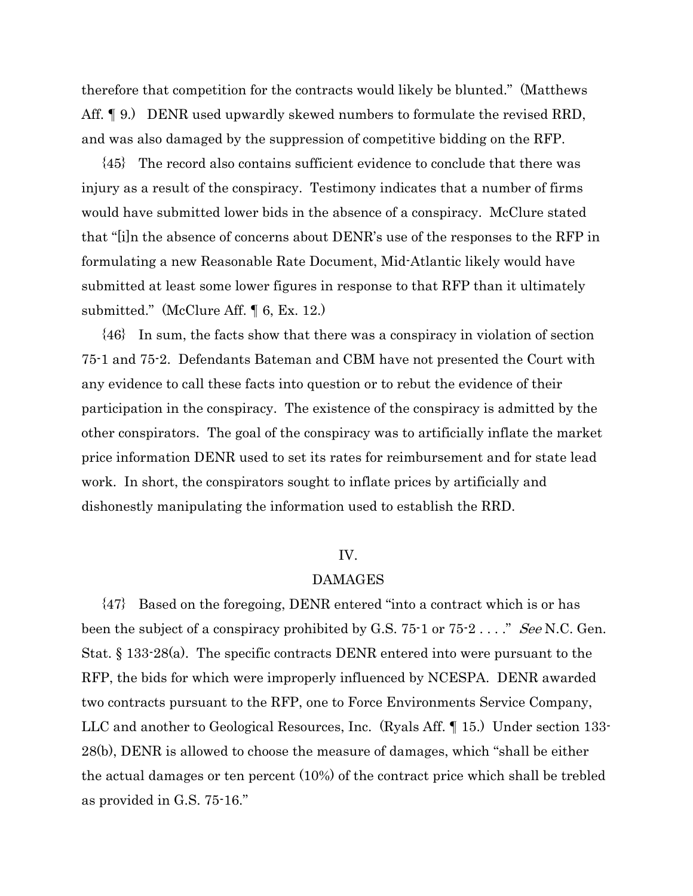therefore that competition for the contracts would likely be blunted." (Matthews Aff. ¶ 9.) DENR used upwardly skewed numbers to formulate the revised RRD, and was also damaged by the suppression of competitive bidding on the RFP.

{45} The record also contains sufficient evidence to conclude that there was injury as a result of the conspiracy. Testimony indicates that a number of firms would have submitted lower bids in the absence of a conspiracy. McClure stated that "[i]n the absence of concerns about DENR's use of the responses to the RFP in formulating a new Reasonable Rate Document, Mid-Atlantic likely would have submitted at least some lower figures in response to that RFP than it ultimately submitted." (McClure Aff. ¶ 6, Ex. 12.)

{46} In sum, the facts show that there was a conspiracy in violation of section 75-1 and 75-2. Defendants Bateman and CBM have not presented the Court with any evidence to call these facts into question or to rebut the evidence of their participation in the conspiracy. The existence of the conspiracy is admitted by the other conspirators. The goal of the conspiracy was to artificially inflate the market price information DENR used to set its rates for reimbursement and for state lead work. In short, the conspirators sought to inflate prices by artificially and dishonestly manipulating the information used to establish the RRD.

## IV.

## DAMAGES

{47} Based on the foregoing, DENR entered "into a contract which is or has been the subject of a conspiracy prohibited by G.S. 75-1 or 75-2 . . . ." *See* N.C. Gen. Stat. § 133-28(a). The specific contracts DENR entered into were pursuant to the RFP, the bids for which were improperly influenced by NCESPA. DENR awarded two contracts pursuant to the RFP, one to Force Environments Service Company, LLC and another to Geological Resources, Inc. (Ryals Aff. ¶ 15.) Under section 133-28(b), DENR is allowed to choose the measure of damages, which "shall be either the actual damages or ten percent (10%) of the contract price which shall be trebled as provided in G.S. 75-16."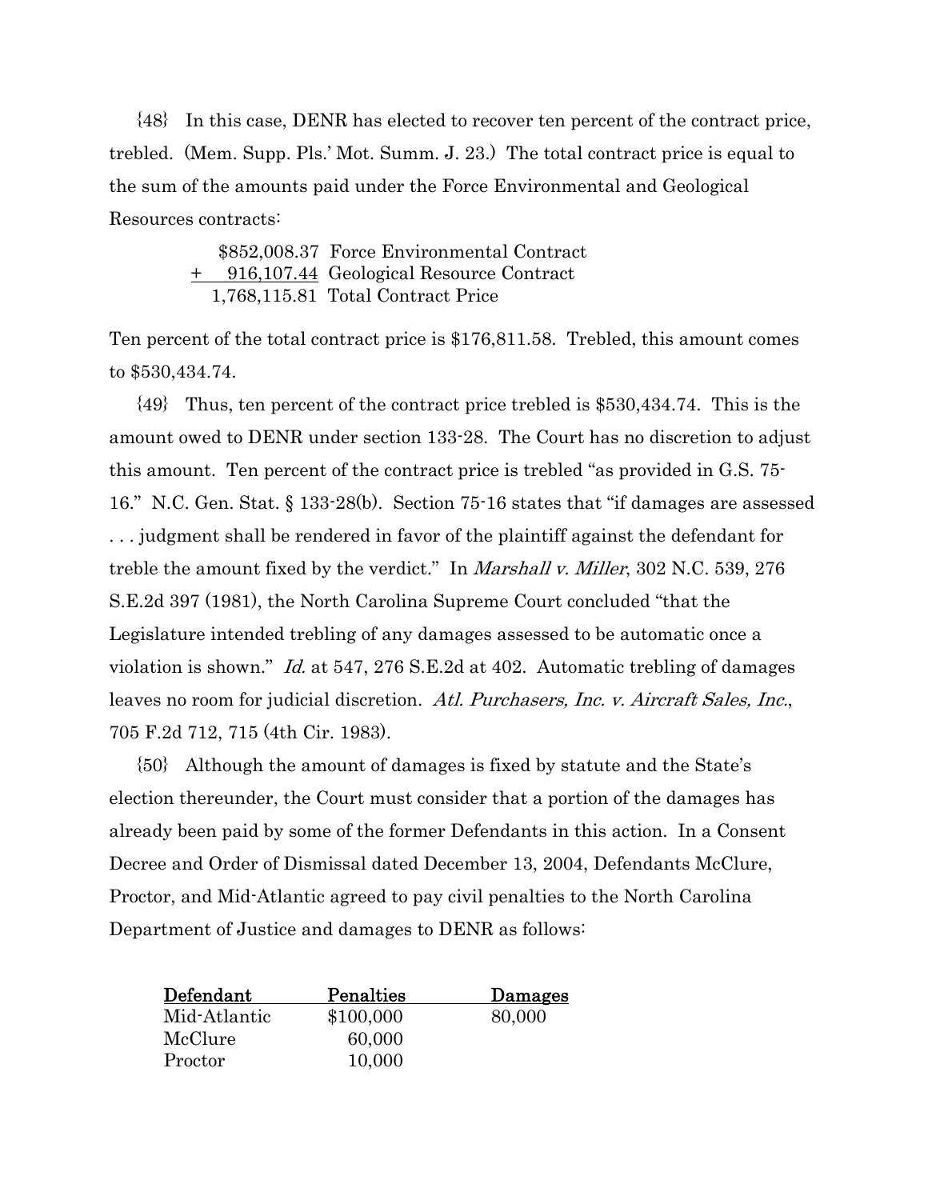{48} In this case, DENR has elected to recover ten percent of the contract price, trebled. (Mem. Supp. Pls.' Mot. Summ. J. 23.) The total contract price is equal to the sum of the amounts paid under the Force Environmental and Geological Resources contracts:

| | | |
|---|---|---|
| | \$852,008.37 | Force Environmental Contract |
| + | 916,107.44 | Geological Resource Contract |
| | 1,768,115.81 | Total Contract Price |

Ten percent of the total contract price is \$176,811.58. Trebled, this amount comes to \$530,434.74.

{49} Thus, ten percent of the contract price trebled is \$530,434.74. This is the amount owed to DENR under section 133-28. The Court has no discretion to adjust this amount. Ten percent of the contract price is trebled "as provided in G.S. 75-16." N.C. Gen. Stat. § 133-28(b). Section 75-16 states that "if damages are assessed . . . judgment shall be rendered in favor of the plaintiff against the defendant for treble the amount fixed by the verdict." In *Marshall v. Miller*, 302 N.C. 539, 276 S.E.2d 397 (1981), the North Carolina Supreme Court concluded "that the Legislature intended trebling of any damages assessed to be automatic once a violation is shown." *Id.* at 547, 276 S.E.2d at 402. Automatic trebling of damages leaves no room for judicial discretion. *Atl. Purchasers, Inc. v. Aircraft Sales, Inc.*, 705 F.2d 712, 715 (4th Cir. 1983).

{50} Although the amount of damages is fixed by statute and the State's election thereunder, the Court must consider that a portion of the damages has already been paid by some of the former Defendants in this action. In a Consent Decree and Order of Dismissal dated December 13, 2004, Defendants McClure, Proctor, and Mid-Atlantic agreed to pay civil penalties to the North Carolina Department of Justice and damages to DENR as follows:

| Defendant | Penalties | Damages |
|---|---|---|
| Mid-Atlantic | \$100,000 | 80,000 |
| McClure | 60,000 | |
| Proctor | 10,000 | |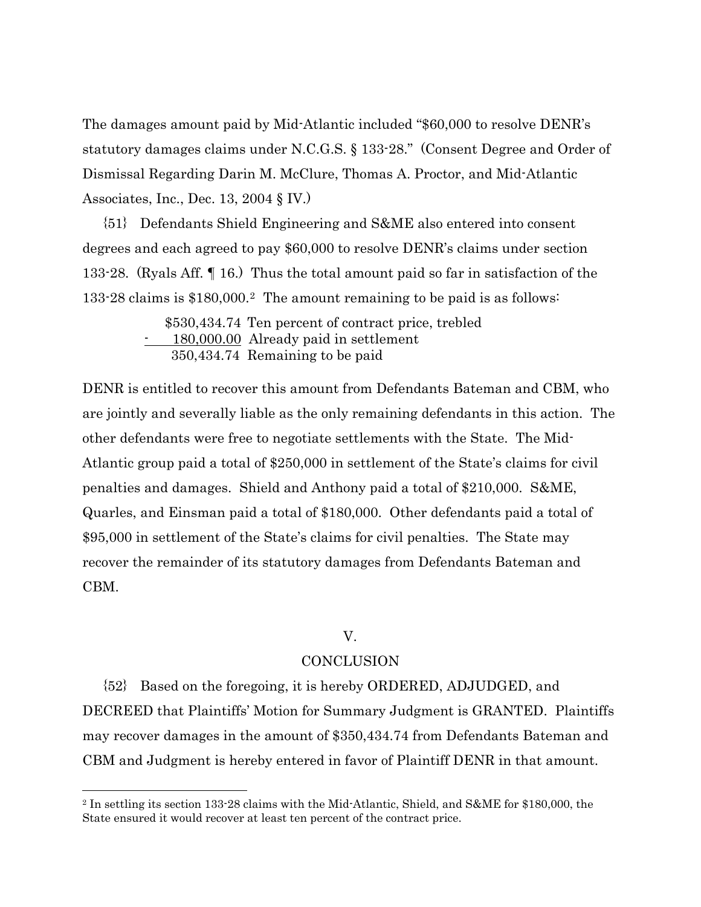The damages amount paid by Mid-Atlantic included "$60,000 to resolve DENR's statutory damages claims under N.C.G.S. § 133-28." (Consent Degree and Order of Dismissal Regarding Darin M. McClure, Thomas A. Proctor, and Mid-Atlantic Associates, Inc., Dec. 13, 2004 § IV.)

{51} Defendants Shield Engineering and S&ME also entered into consent degrees and each agreed to pay $60,000 to resolve DENR's claims under section 133-28. (Ryals Aff. ¶ 16.) Thus the total amount paid so far in satisfaction of the 133-28 claims is $180,000.[2] The amount remaining to be paid is as follows:

|  | Amount | Description |
|---|---|---|
|  | $530,434.74 | Ten percent of contract price, trebled |
| - | 180,000.00 | Already paid in settlement |
|  | 350,434.74 | Remaining to be paid |

DENR is entitled to recover this amount from Defendants Bateman and CBM, who are jointly and severally liable as the only remaining defendants in this action. The other defendants were free to negotiate settlements with the State. The Mid-Atlantic group paid a total of $250,000 in settlement of the State's claims for civil penalties and damages. Shield and Anthony paid a total of $210,000. S&ME, Quarles, and Einsman paid a total of $180,000. Other defendants paid a total of $95,000 in settlement of the State's claims for civil penalties. The State may recover the remainder of its statutory damages from Defendants Bateman and CBM.

## V.

## CONCLUSION

{52} Based on the foregoing, it is hereby ORDERED, ADJUDGED, and DECREED that Plaintiffs' Motion for Summary Judgment is GRANTED. Plaintiffs may recover damages in the amount of $350,434.74 from Defendants Bateman and CBM and Judgment is hereby entered in favor of Plaintiff DENR in that amount.

---

[2] In settling its section 133-28 claims with the Mid-Atlantic, Shield, and S&ME for $180,000, the State ensured it would recover at least ten percent of the contract price.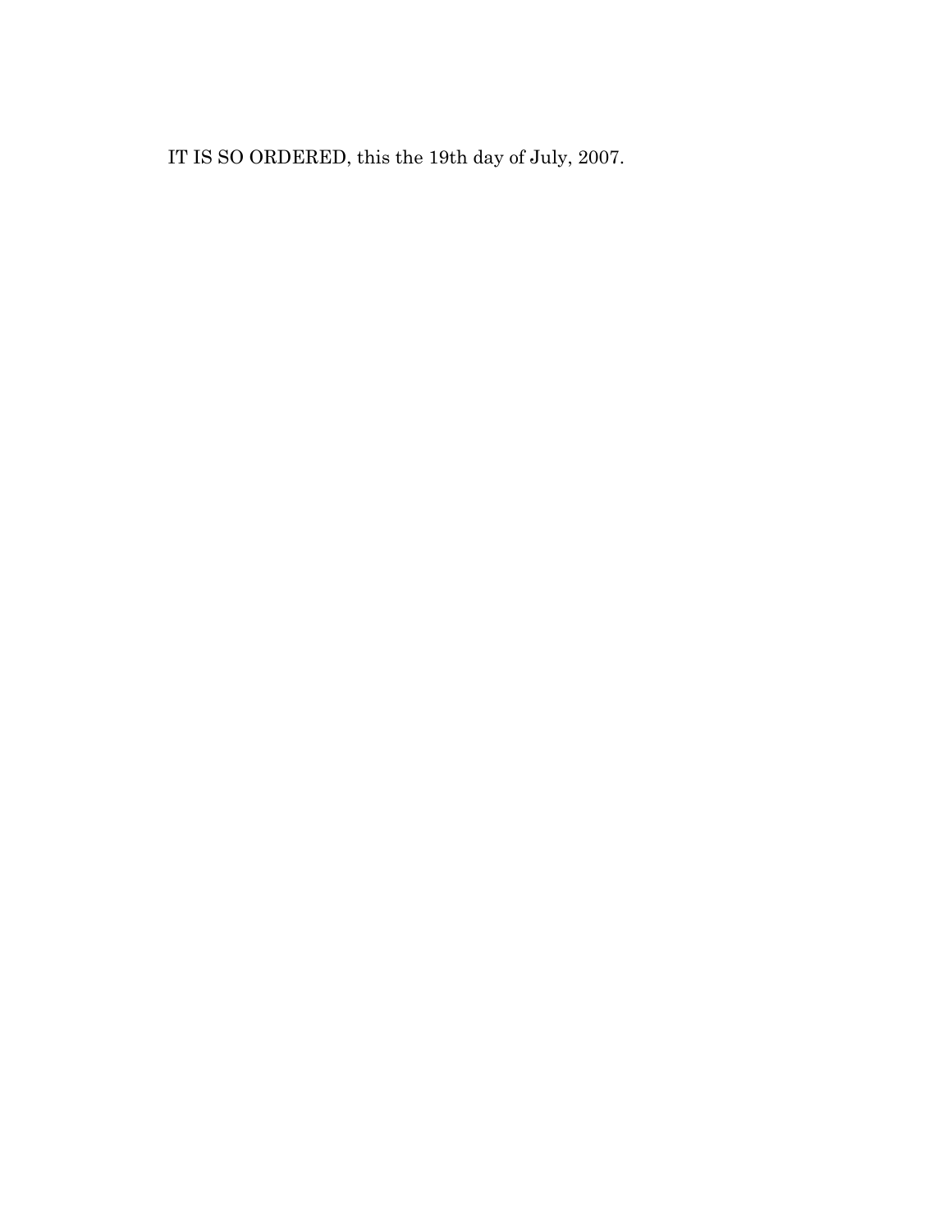IT IS SO ORDERED, this the 19th day of July, 2007.